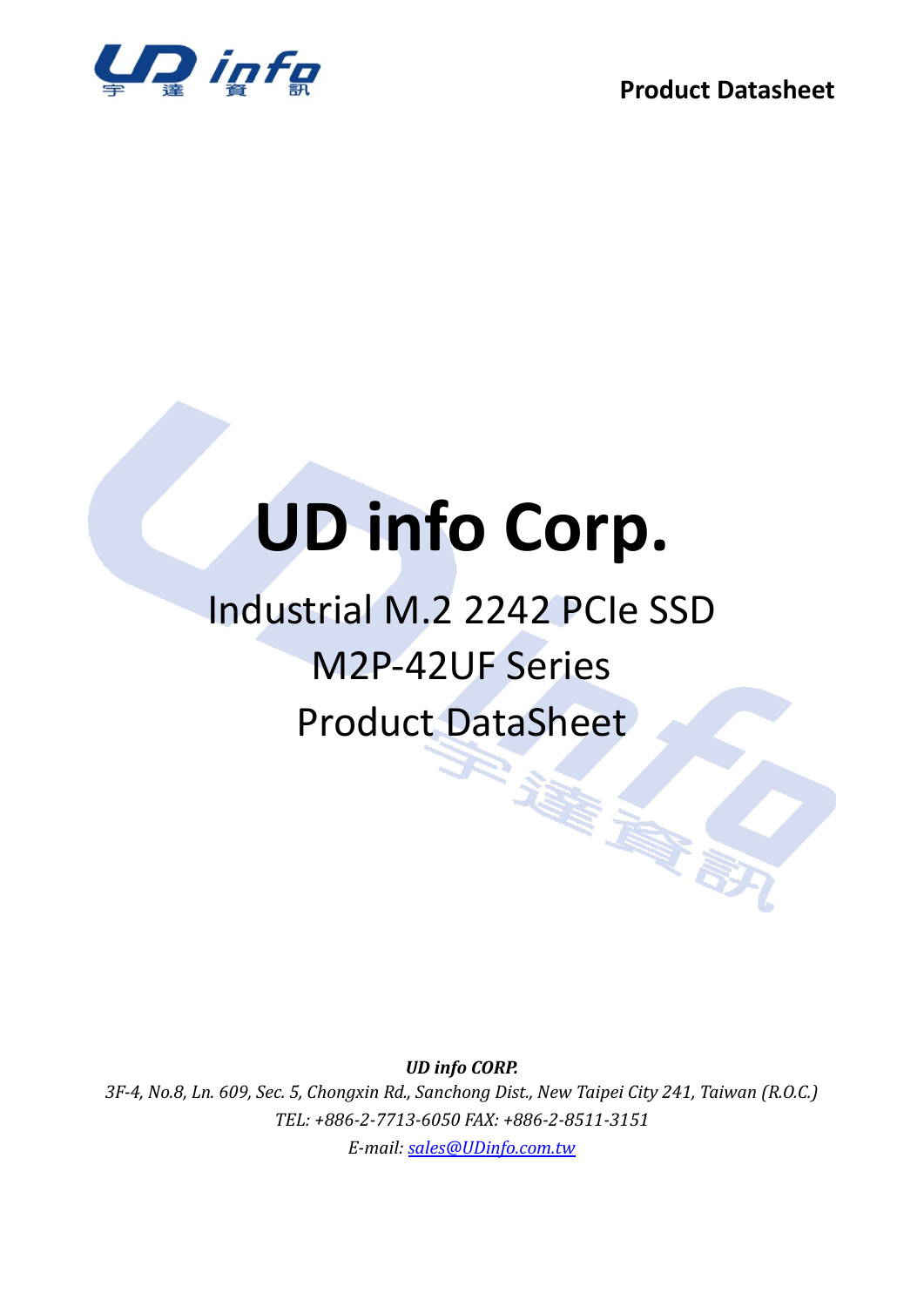Product Datasheet

# UD info Corp.

## Industrial M.2 2242 PCIe SSD
## M2P-42UF Series
## Product DataSheet

***UD info CORP.***

*3F-4, No.8, Ln. 609, Sec. 5, Chongxin Rd., Sanchong Dist., New Taipei City 241, Taiwan (R.O.C.)*

*TEL: +886-2-7713-6050 FAX: +886-2-8511-3151*

*E-mail: sales@UDinfo.com.tw*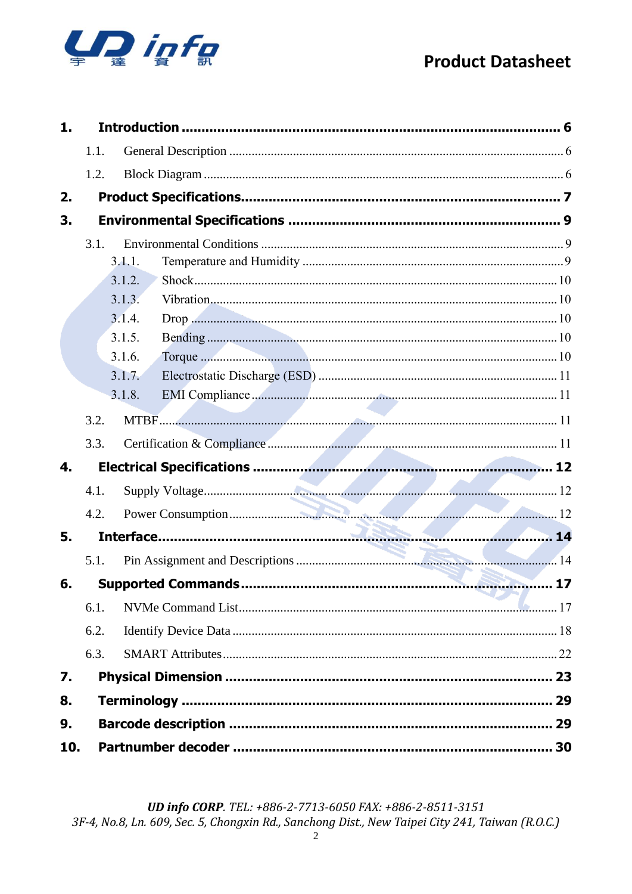1. **Introduction** .......... 6
   - 1.1. General Description .......... 6
   - 1.2. Block Diagram .......... 6
2. **Product Specifications** .......... 7
3. **Environmental Specifications** .......... 9
   - 3.1. Environmental Conditions .......... 9
     - 3.1.1. Temperature and Humidity .......... 9
     - 3.1.2. Shock .......... 10
     - 3.1.3. Vibration .......... 10
     - 3.1.4. Drop .......... 10
     - 3.1.5. Bending .......... 10
     - 3.1.6. Torque .......... 10
     - 3.1.7. Electrostatic Discharge (ESD) .......... 11
     - 3.1.8. EMI Compliance .......... 11
   - 3.2. MTBF .......... 11
   - 3.3. Certification & Compliance .......... 11
4. **Electrical Specifications** .......... 12
   - 4.1. Supply Voltage .......... 12
   - 4.2. Power Consumption .......... 12
5. **Interface** .......... 14
   - 5.1. Pin Assignment and Descriptions .......... 14
6. **Supported Commands** .......... 17
   - 6.1. NVMe Command List .......... 17
   - 6.2. Identify Device Data .......... 18
   - 6.3. SMART Attributes .......... 22
7. **Physical Dimension** .......... 23
8. **Terminology** .......... 29
9. **Barcode description** .......... 29
10. **Partnumber decoder** .......... 30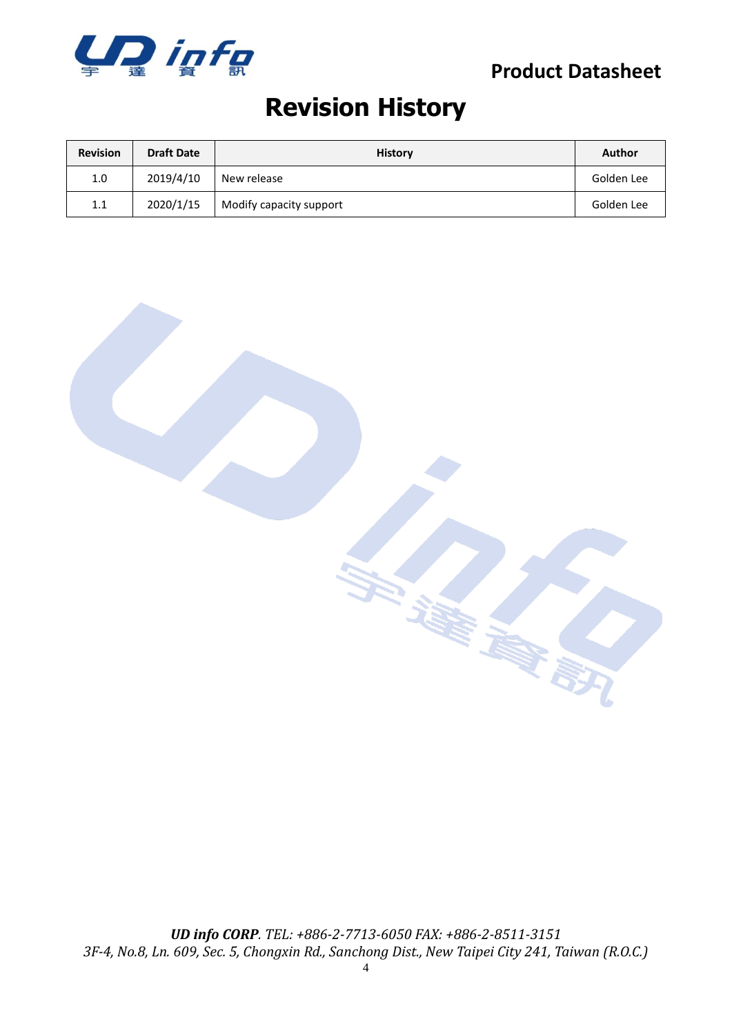# Revision History

| Revision | Draft Date | History | Author |
|---|---|---|---|
| 1.0 | 2019/4/10 | New release | Golden Lee |
| 1.1 | 2020/1/15 | Modify capacity support | Golden Lee |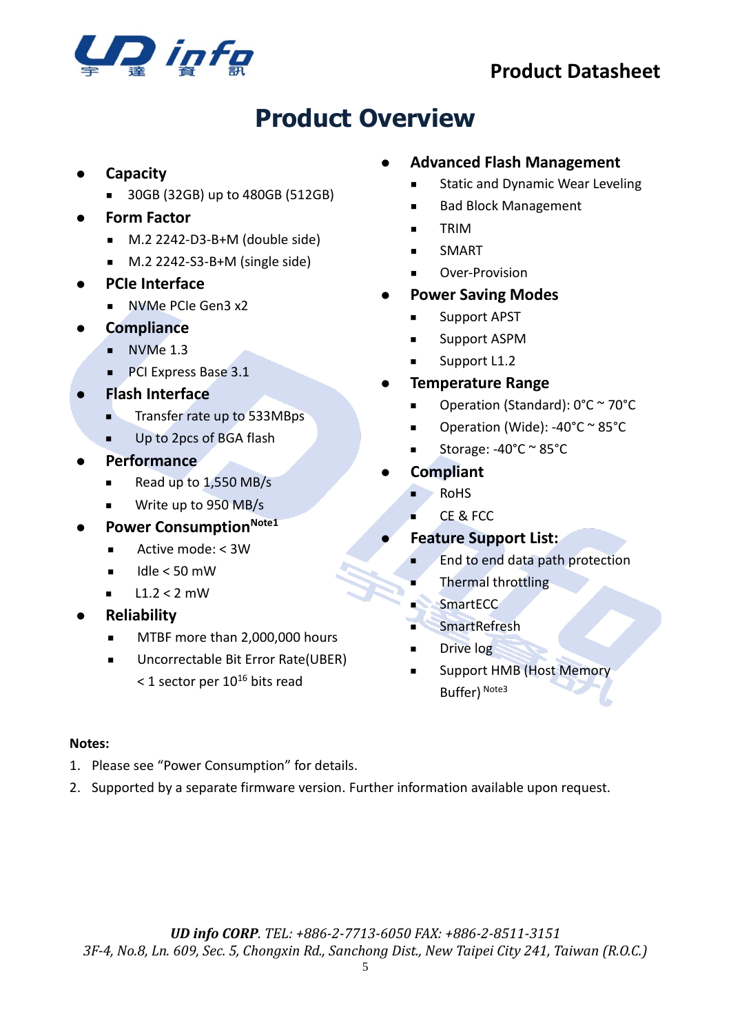# Product Overview

- **Capacity**
  - 30GB (32GB) up to 480GB (512GB)
- **Form Factor**
  - M.2 2242-D3-B+M (double side)
  - M.2 2242-S3-B+M (single side)
- **PCIe Interface**
  - NVMe PCIe Gen3 x2
- **Compliance**
  - NVMe 1.3
  - PCI Express Base 3.1
- **Flash Interface**
  - Transfer rate up to 533MBps
  - Up to 2pcs of BGA flash
- **Performance**
  - Read up to 1,550 MB/s
  - Write up to 950 MB/s
- **Power Consumption**[Note1]
  - Active mode: < 3W
  - Idle < 50 mW
  - L1.2 < 2 mW
- **Reliability**
  - MTBF more than 2,000,000 hours
  - Uncorrectable Bit Error Rate(UBER) < 1 sector per $10^{16}$ bits read
- **Advanced Flash Management**
  - Static and Dynamic Wear Leveling
  - Bad Block Management
  - TRIM
  - SMART
  - Over-Provision
- **Power Saving Modes**
  - Support APST
  - Support ASPM
  - Support L1.2
- **Temperature Range**
  - Operation (Standard): 0°C ~ 70°C
  - Operation (Wide): -40°C ~ 85°C
  - Storage: -40°C ~ 85°C
- **Compliant**
  - RoHS
  - CE & FCC
- **Feature Support List:**
  - End to end data path protection
  - Thermal throttling
  - SmartECC
  - SmartRefresh
  - Drive log
  - Support HMB (Host Memory Buffer) [Note3]

**Notes:**

1. Please see "Power Consumption" for details.
2. Supported by a separate firmware version. Further information available upon request.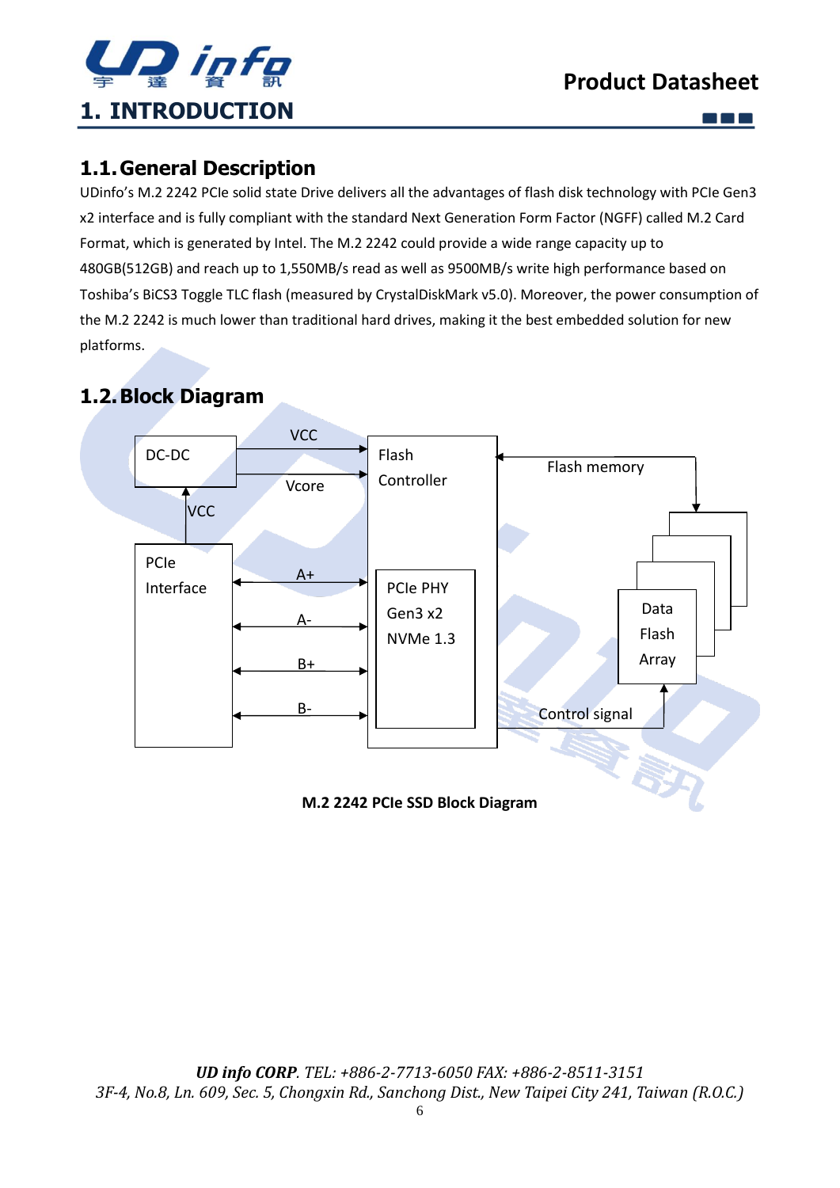# 1. INTRODUCTION

## 1.1. General Description

UDinfo's M.2 2242 PCIe solid state Drive delivers all the advantages of flash disk technology with PCIe Gen3 x2 interface and is fully compliant with the standard Next Generation Form Factor (NGFF) called M.2 Card Format, which is generated by Intel. The M.2 2242 could provide a wide range capacity up to 480GB(512GB) and reach up to 1,550MB/s read as well as 9500MB/s write high performance based on Toshiba's BiCS3 Toggle TLC flash (measured by CrystalDiskMark v5.0). Moreover, the power consumption of the M.2 2242 is much lower than traditional hard drives, making it the best embedded solution for new platforms.

## 1.2. Block Diagram

DC-DC
VCC
Vcore
VCC
Flash Controller
Flash memory
PCIe Interface
A+
A-
B+
B-
PCIe PHY Gen3 x2 NVMe 1.3
Data Flash Array
Control signal

**M.2 2242 PCIe SSD Block Diagram**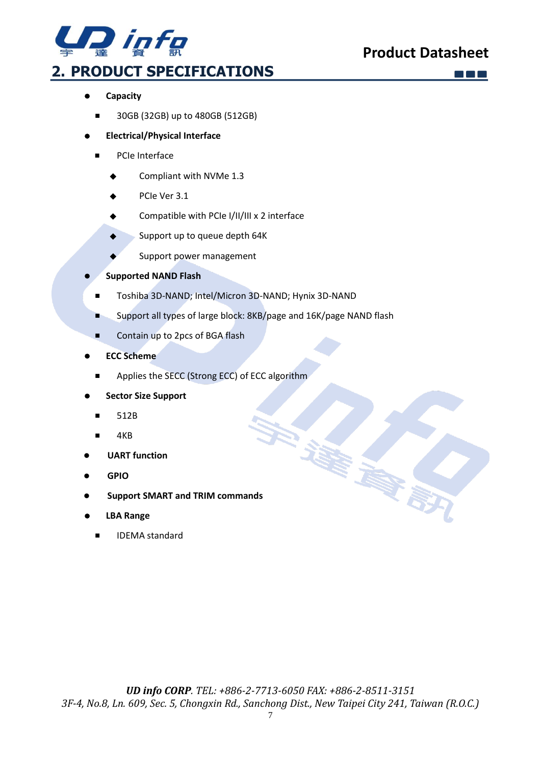## 2. PRODUCT SPECIFICATIONS

- **Capacity**
  - 30GB (32GB) up to 480GB (512GB)
- **Electrical/Physical Interface**
  - PCIe Interface
    - Compliant with NVMe 1.3
    - PCIe Ver 3.1
    - Compatible with PCIe I/II/III x 2 interface
    - Support up to queue depth 64K
    - Support power management
- **Supported NAND Flash**
  - Toshiba 3D-NAND; Intel/Micron 3D-NAND; Hynix 3D-NAND
  - Support all types of large block: 8KB/page and 16K/page NAND flash
  - Contain up to 2pcs of BGA flash
- **ECC Scheme**
  - Applies the SECC (Strong ECC) of ECC algorithm
- **Sector Size Support**
  - 512B
  - 4KB
- **UART function**
- **GPIO**
- **Support SMART and TRIM commands**
- **LBA Range**
  - IDEMA standard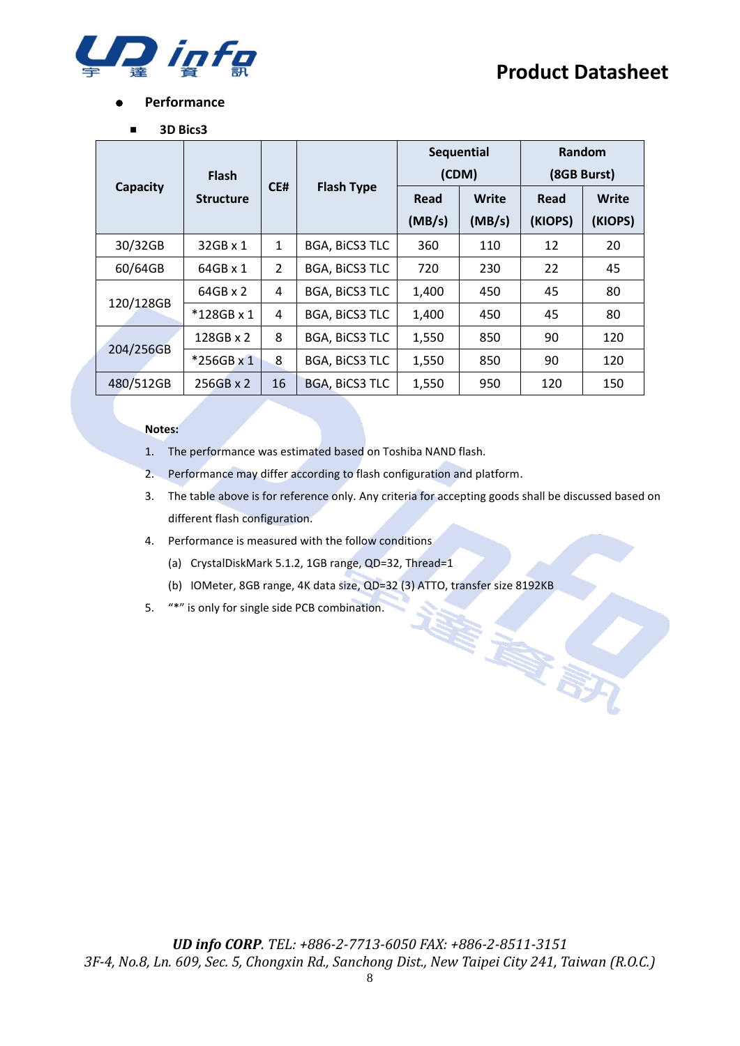- **Performance**

  - **3D Bics3**

| Capacity | Flash Structure | CE# | Flash Type | Sequential (CDM) | | Random (8GB Burst) | |
|---|---|---|---|---|---|---|---|
| | | | | Read (MB/s) | Write (MB/s) | Read (KIOPS) | Write (KIOPS) |
| 30/32GB | 32GB x 1 | 1 | BGA, BiCS3 TLC | 360 | 110 | 12 | 20 |
| 60/64GB | 64GB x 1 | 2 | BGA, BiCS3 TLC | 720 | 230 | 22 | 45 |
| 120/128GB | 64GB x 2 | 4 | BGA, BiCS3 TLC | 1,400 | 450 | 45 | 80 |
| | *128GB x 1 | 4 | BGA, BiCS3 TLC | 1,400 | 450 | 45 | 80 |
| 204/256GB | 128GB x 2 | 8 | BGA, BiCS3 TLC | 1,550 | 850 | 90 | 120 |
| | *256GB x 1 | 8 | BGA, BiCS3 TLC | 1,550 | 850 | 90 | 120 |
| 480/512GB | 256GB x 2 | 16 | BGA, BiCS3 TLC | 1,550 | 950 | 120 | 150 |

**Notes:**

1. The performance was estimated based on Toshiba NAND flash.
2. Performance may differ according to flash configuration and platform.
3. The table above is for reference only. Any criteria for accepting goods shall be discussed based on different flash configuration.
4. Performance is measured with the follow conditions
   (a) CrystalDiskMark 5.1.2, 1GB range, QD=32, Thread=1
   (b) IOMeter, 8GB range, 4K data size, QD=32 (3) ATTO, transfer size 8192KB
5. "*" is only for single side PCB combination.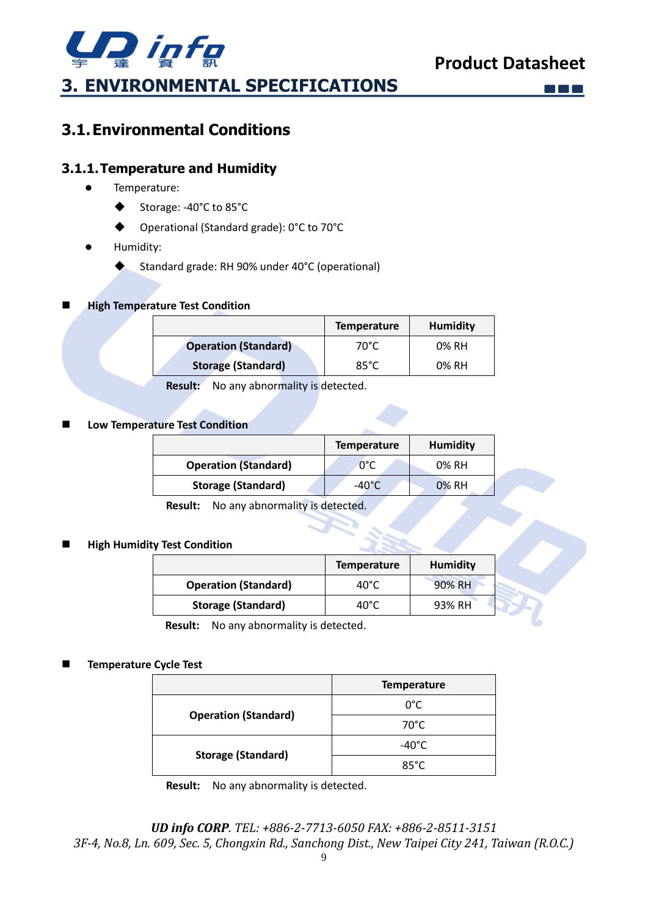# 3. ENVIRONMENTAL SPECIFICATIONS

## 3.1. Environmental Conditions

### 3.1.1. Temperature and Humidity

- Temperature:
  - Storage: -40°C to 85°C
  - Operational (Standard grade): 0°C to 70°C
- Humidity:
  - Standard grade: RH 90% under 40°C (operational)

■ **High Temperature Test Condition**

| | Temperature | Humidity |
|---|---|---|
| **Operation (Standard)** | 70°C | 0% RH |
| **Storage (Standard)** | 85°C | 0% RH |

**Result:** No any abnormality is detected.

■ **Low Temperature Test Condition**

| | Temperature | Humidity |
|---|---|---|
| **Operation (Standard)** | 0°C | 0% RH |
| **Storage (Standard)** | -40°C | 0% RH |

**Result:** No any abnormality is detected.

■ **High Humidity Test Condition**

| | Temperature | Humidity |
|---|---|---|
| **Operation (Standard)** | 40°C | 90% RH |
| **Storage (Standard)** | 40°C | 93% RH |

**Result:** No any abnormality is detected.

■ **Temperature Cycle Test**

| | Temperature |
|---|---|
| **Operation (Standard)** | 0°C |
| | 70°C |
| **Storage (Standard)** | -40°C |
| | 85°C |

**Result:** No any abnormality is detected.

*UD info CORP. TEL: +886-2-7713-6050 FAX: +886-2-8511-3151*
*3F-4, No.8, Ln. 609, Sec. 5, Chongxin Rd., Sanchong Dist., New Taipei City 241, Taiwan (R.O.C.)*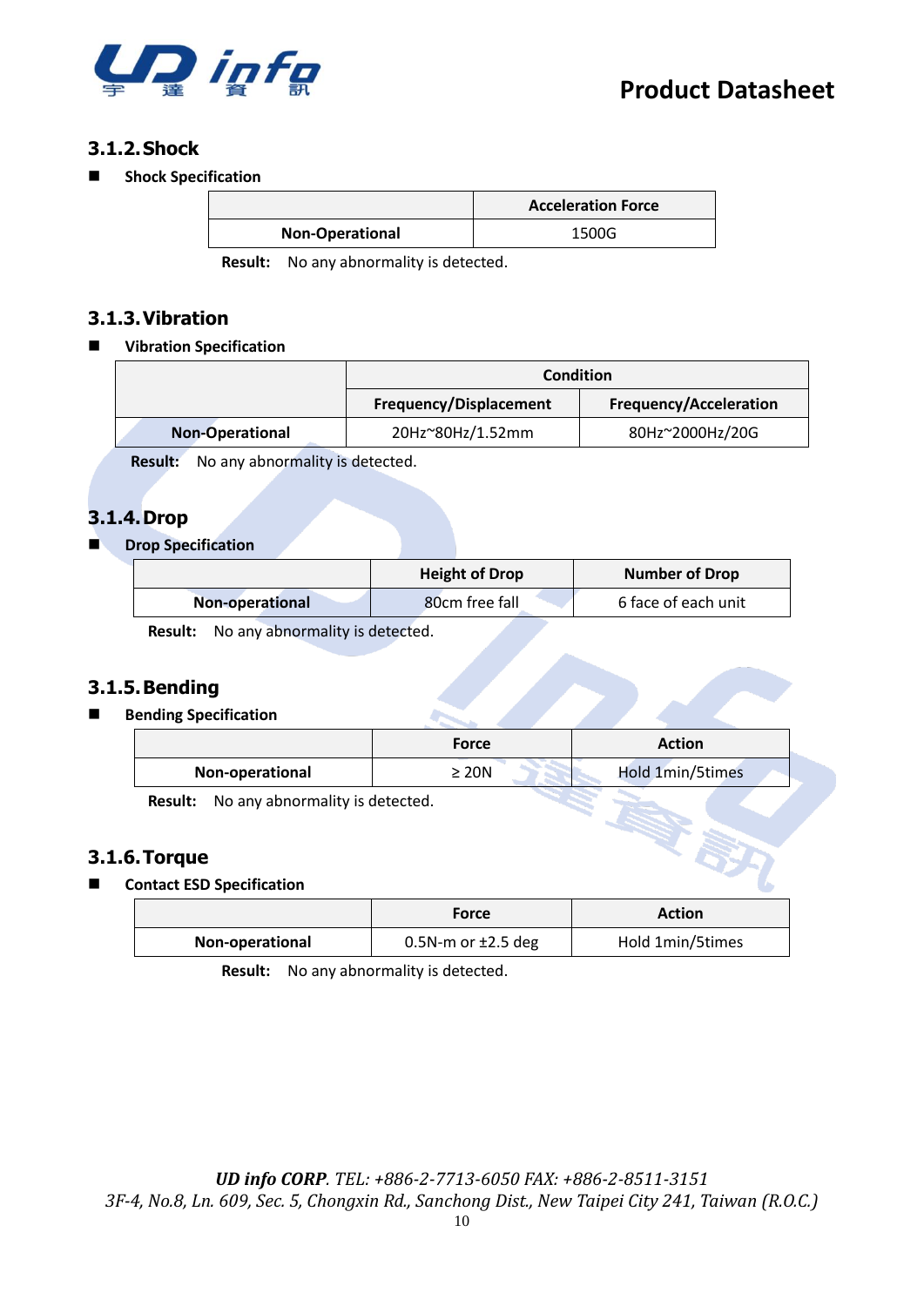### 3.1.2. Shock

- **Shock Specification**

| | Acceleration Force |
|---|---|
| **Non-Operational** | 1500G |

**Result:** No any abnormality is detected.

### 3.1.3. Vibration

- **Vibration Specification**

| | Condition | |
|---|---|---|
| | **Frequency/Displacement** | **Frequency/Acceleration** |
| **Non-Operational** | 20Hz~80Hz/1.52mm | 80Hz~2000Hz/20G |

**Result:** No any abnormality is detected.

### 3.1.4. Drop

- **Drop Specification**

| | Height of Drop | Number of Drop |
|---|---|---|
| **Non-operational** | 80cm free fall | 6 face of each unit |

**Result:** No any abnormality is detected.

### 3.1.5. Bending

- **Bending Specification**

| | Force | Action |
|---|---|---|
| **Non-operational** | ≥ 20N | Hold 1min/5times |

**Result:** No any abnormality is detected.

### 3.1.6. Torque

- **Contact ESD Specification**

| | Force | Action |
|---|---|---|
| **Non-operational** | 0.5N-m or ±2.5 deg | Hold 1min/5times |

**Result:** No any abnormality is detected.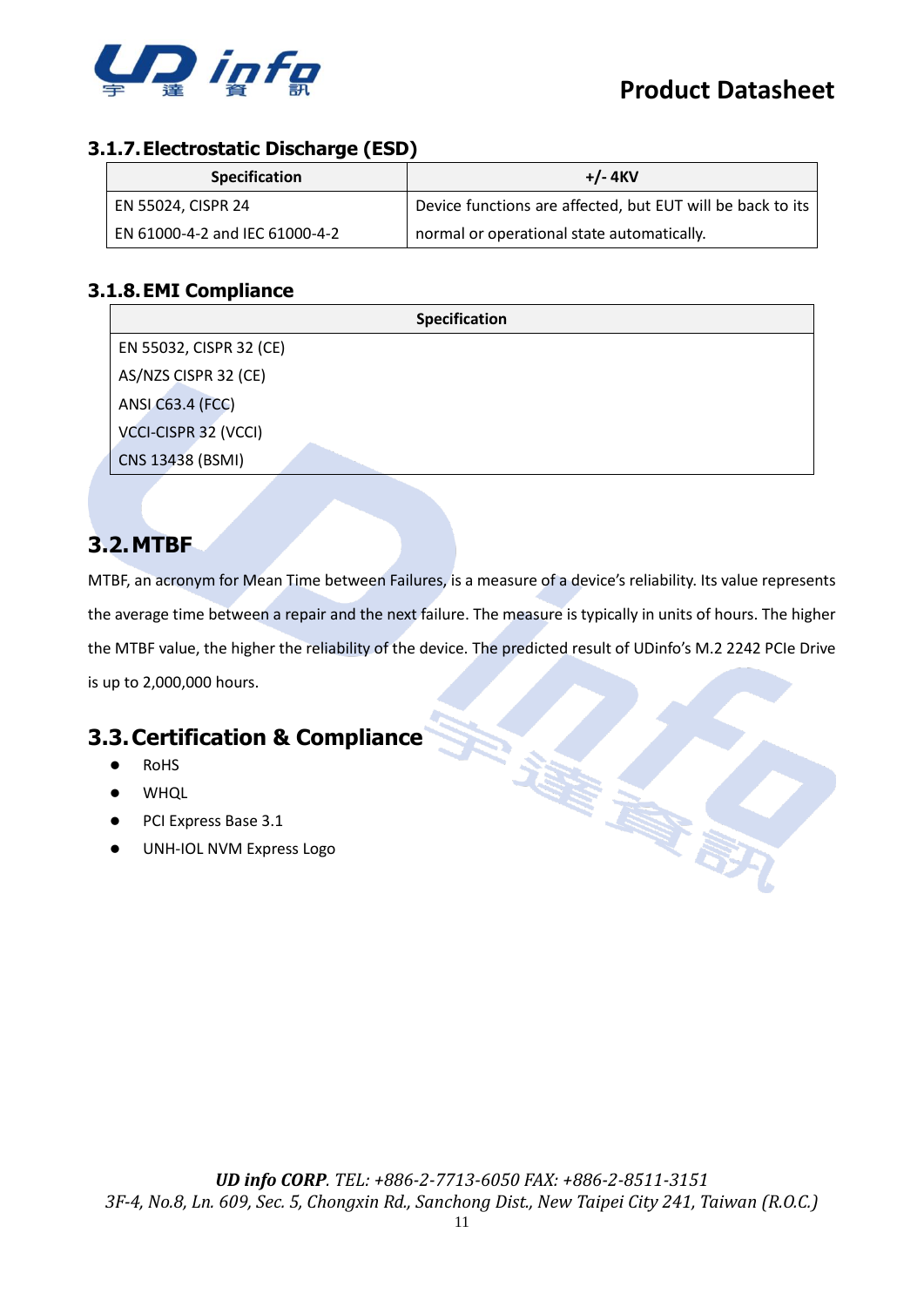### 3.1.7. Electrostatic Discharge (ESD)

| Specification | +/- 4KV |
|---|---|
| EN 55024, CISPR 24<br>EN 61000-4-2 and IEC 61000-4-2 | Device functions are affected, but EUT will be back to its normal or operational state automatically. |

### 3.1.8. EMI Compliance

| Specification |
|---|
| EN 55032, CISPR 32 (CE)<br>AS/NZS CISPR 32 (CE)<br>ANSI C63.4 (FCC)<br>VCCI-CISPR 32 (VCCI)<br>CNS 13438 (BSMI) |

## 3.2. MTBF

MTBF, an acronym for Mean Time between Failures, is a measure of a device's reliability. Its value represents the average time between a repair and the next failure. The measure is typically in units of hours. The higher the MTBF value, the higher the reliability of the device. The predicted result of UDinfo's M.2 2242 PCIe Drive is up to 2,000,000 hours.

## 3.3. Certification & Compliance

- RoHS
- WHQL
- PCI Express Base 3.1
- UNH-IOL NVM Express Logo

***UD info CORP**. TEL: +886-2-7713-6050 FAX: +886-2-8511-3151*
*3F-4, No.8, Ln. 609, Sec. 5, Chongxin Rd., Sanchong Dist., New Taipei City 241, Taiwan (R.O.C.)*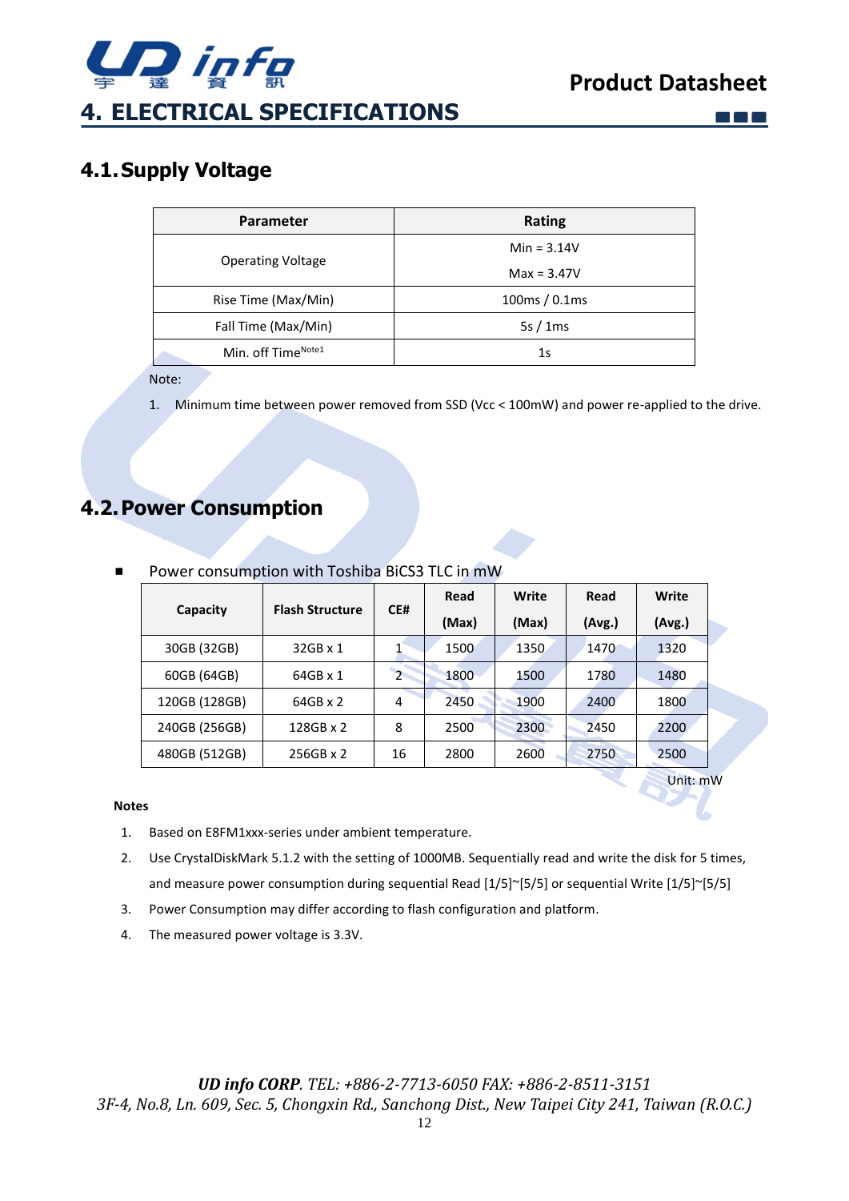# 4. ELECTRICAL SPECIFICATIONS

## 4.1. Supply Voltage

| Parameter | Rating |
|---|---|
| Operating Voltage | Min = 3.14V<br>Max = 3.47V |
| Rise Time (Max/Min) | 100ms / 0.1ms |
| Fall Time (Max/Min) | 5s / 1ms |
| Min. off Time[Note1] | 1s |

Note:

1. Minimum time between power removed from SSD (Vcc < 100mW) and power re-applied to the drive.

## 4.2. Power Consumption

- Power consumption with Toshiba BiCS3 TLC in mW

| Capacity | Flash Structure | CE# | Read (Max) | Write (Max) | Read (Avg.) | Write (Avg.) |
|---|---|---|---|---|---|---|
| 30GB (32GB) | 32GB x 1 | 1 | 1500 | 1350 | 1470 | 1320 |
| 60GB (64GB) | 64GB x 1 | 2 | 1800 | 1500 | 1780 | 1480 |
| 120GB (128GB) | 64GB x 2 | 4 | 2450 | 1900 | 2400 | 1800 |
| 240GB (256GB) | 128GB x 2 | 8 | 2500 | 2300 | 2450 | 2200 |
| 480GB (512GB) | 256GB x 2 | 16 | 2800 | 2600 | 2750 | 2500 |

Unit: mW

**Notes**

1. Based on E8FM1xxx-series under ambient temperature.
2. Use CrystalDiskMark 5.1.2 with the setting of 1000MB. Sequentially read and write the disk for 5 times, and measure power consumption during sequential Read [1/5]~[5/5] or sequential Write [1/5]~[5/5]
3. Power Consumption may differ according to flash configuration and platform.
4. The measured power voltage is 3.3V.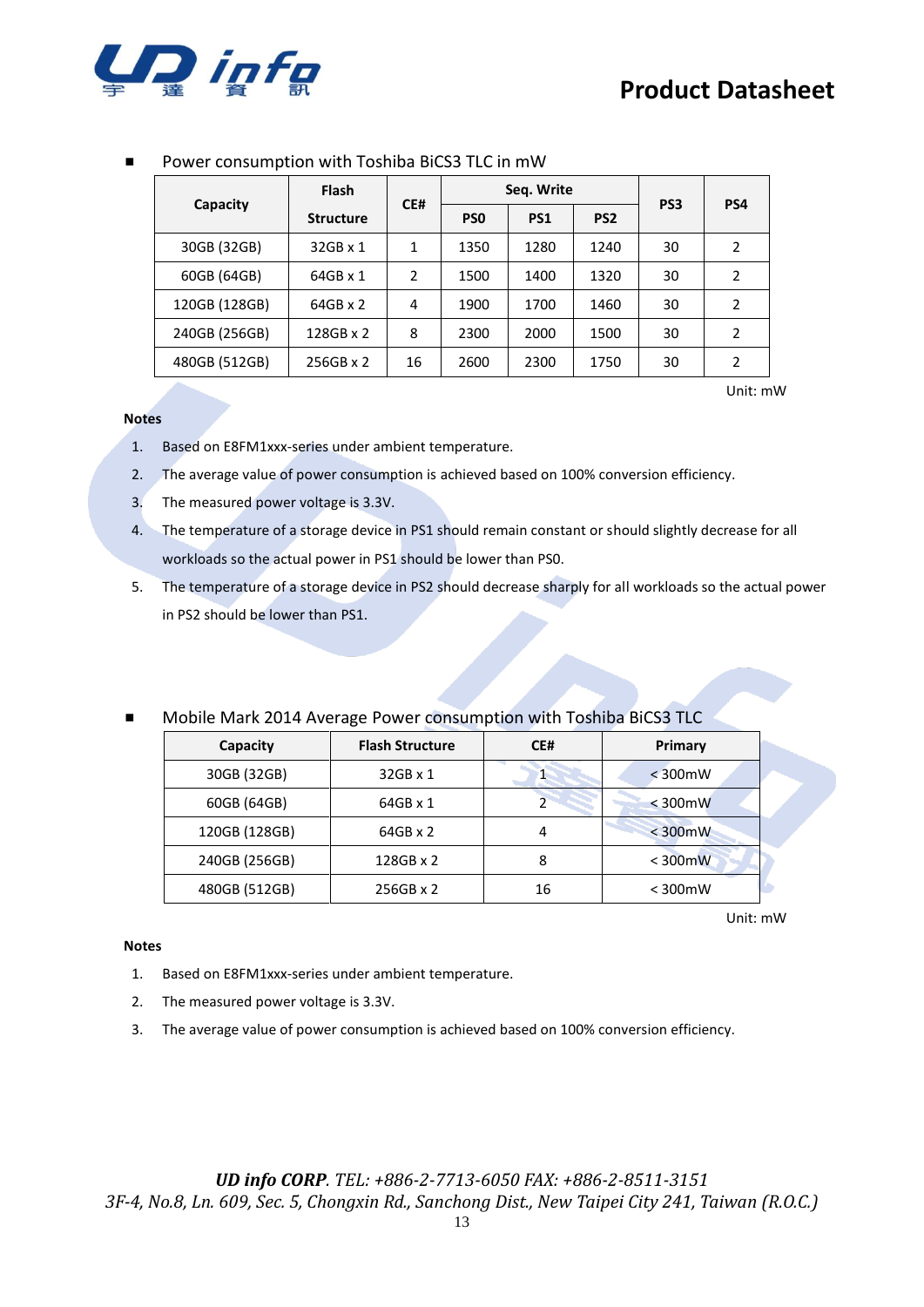- Power consumption with Toshiba BiCS3 TLC in mW

| Capacity | Flash Structure | CE# | Seq. Write | | | PS3 | PS4 |
|---|---|---|---|---|---|---|---|
| | | | PS0 | PS1 | PS2 | | |
| 30GB (32GB) | 32GB x 1 | 1 | 1350 | 1280 | 1240 | 30 | 2 |
| 60GB (64GB) | 64GB x 1 | 2 | 1500 | 1400 | 1320 | 30 | 2 |
| 120GB (128GB) | 64GB x 2 | 4 | 1900 | 1700 | 1460 | 30 | 2 |
| 240GB (256GB) | 128GB x 2 | 8 | 2300 | 2000 | 1500 | 30 | 2 |
| 480GB (512GB) | 256GB x 2 | 16 | 2600 | 2300 | 1750 | 30 | 2 |

Unit: mW

**Notes**

1. Based on E8FM1xxx-series under ambient temperature.
2. The average value of power consumption is achieved based on 100% conversion efficiency.
3. The measured power voltage is 3.3V.
4. The temperature of a storage device in PS1 should remain constant or should slightly decrease for all workloads so the actual power in PS1 should be lower than PS0.
5. The temperature of a storage device in PS2 should decrease sharply for all workloads so the actual power in PS2 should be lower than PS1.

- Mobile Mark 2014 Average Power consumption with Toshiba BiCS3 TLC

| Capacity | Flash Structure | CE# | Primary |
|---|---|---|---|
| 30GB (32GB) | 32GB x 1 | 1 | < 300mW |
| 60GB (64GB) | 64GB x 1 | 2 | < 300mW |
| 120GB (128GB) | 64GB x 2 | 4 | < 300mW |
| 240GB (256GB) | 128GB x 2 | 8 | < 300mW |
| 480GB (512GB) | 256GB x 2 | 16 | < 300mW |

Unit: mW

**Notes**

1. Based on E8FM1xxx-series under ambient temperature.
2. The measured power voltage is 3.3V.
3. The average value of power consumption is achieved based on 100% conversion efficiency.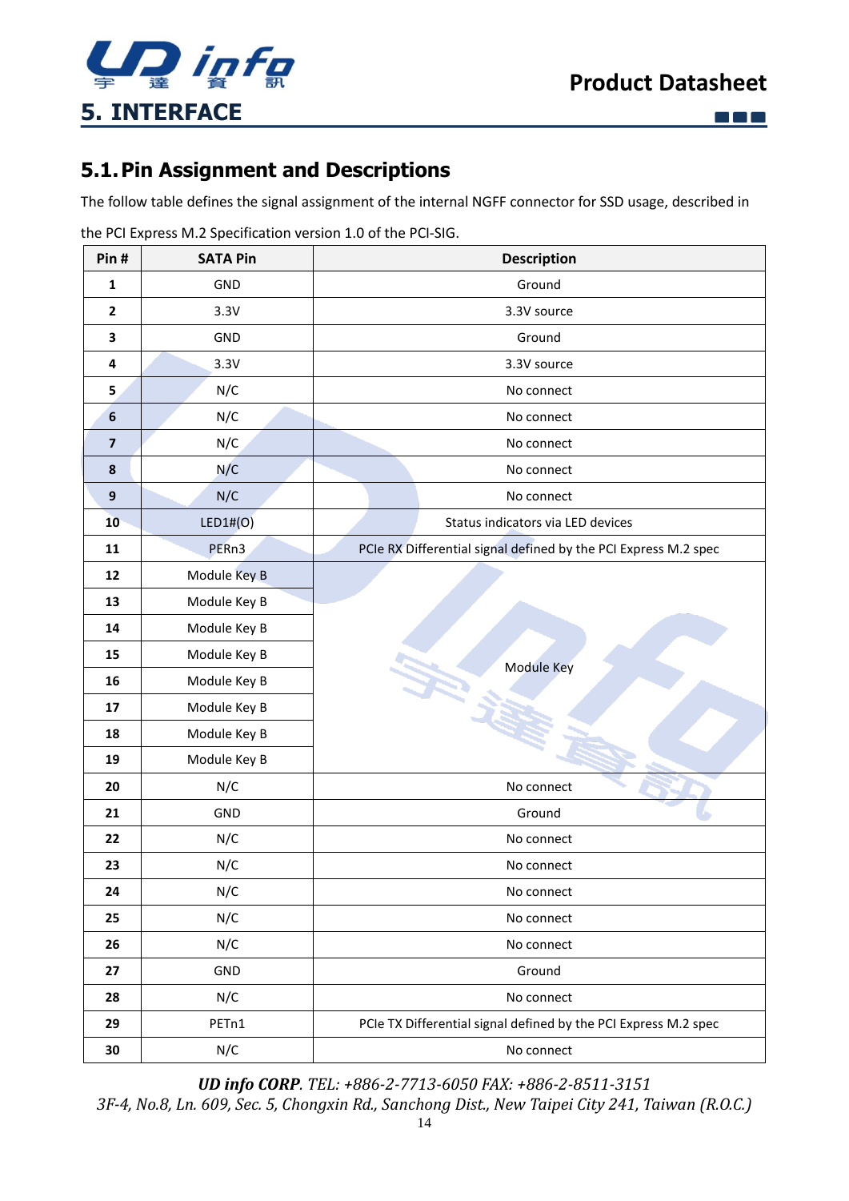# 5. INTERFACE

## 5.1. Pin Assignment and Descriptions

The follow table defines the signal assignment of the internal NGFF connector for SSD usage, described in the PCI Express M.2 Specification version 1.0 of the PCI-SIG.

| Pin # | SATA Pin | Description |
|---|---|---|
| 1 | GND | Ground |
| 2 | 3.3V | 3.3V source |
| 3 | GND | Ground |
| 4 | 3.3V | 3.3V source |
| 5 | N/C | No connect |
| 6 | N/C | No connect |
| 7 | N/C | No connect |
| 8 | N/C | No connect |
| 9 | N/C | No connect |
| 10 | LED1#(O) | Status indicators via LED devices |
| 11 | PERn3 | PCIe RX Differential signal defined by the PCI Express M.2 spec |
| 12 | Module Key B | Module Key |
| 13 | Module Key B | |
| 14 | Module Key B | |
| 15 | Module Key B | |
| 16 | Module Key B | |
| 17 | Module Key B | |
| 18 | Module Key B | |
| 19 | Module Key B | |
| 20 | N/C | No connect |
| 21 | GND | Ground |
| 22 | N/C | No connect |
| 23 | N/C | No connect |
| 24 | N/C | No connect |
| 25 | N/C | No connect |
| 26 | N/C | No connect |
| 27 | GND | Ground |
| 28 | N/C | No connect |
| 29 | PETn1 | PCIe TX Differential signal defined by the PCI Express M.2 spec |
| 30 | N/C | No connect |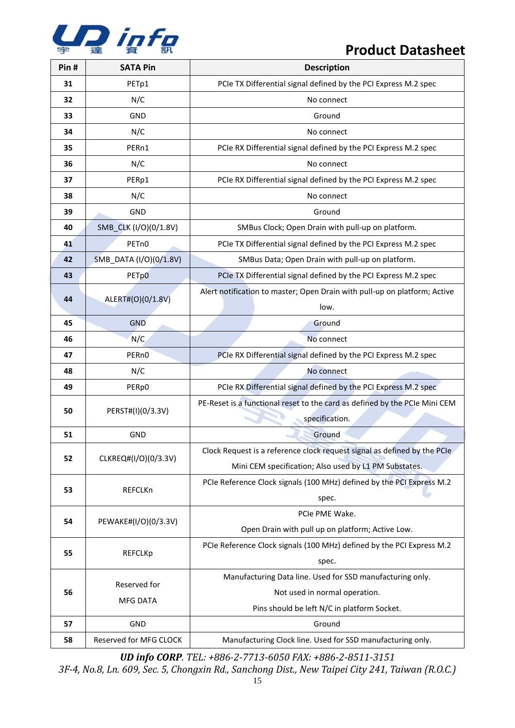| Pin # | SATA Pin | Description |
|---|---|---|
| 31 | PETp1 | PCIe TX Differential signal defined by the PCI Express M.2 spec |
| 32 | N/C | No connect |
| 33 | GND | Ground |
| 34 | N/C | No connect |
| 35 | PERn1 | PCIe RX Differential signal defined by the PCI Express M.2 spec |
| 36 | N/C | No connect |
| 37 | PERp1 | PCIe RX Differential signal defined by the PCI Express M.2 spec |
| 38 | N/C | No connect |
| 39 | GND | Ground |
| 40 | SMB_CLK (I/O)(0/1.8V) | SMBus Clock; Open Drain with pull-up on platform. |
| 41 | PETn0 | PCIe TX Differential signal defined by the PCI Express M.2 spec |
| 42 | SMB_DATA (I/O)(0/1.8V) | SMBus Data; Open Drain with pull-up on platform. |
| 43 | PETp0 | PCIe TX Differential signal defined by the PCI Express M.2 spec |
| 44 | ALERT#(O)(0/1.8V) | Alert notification to master; Open Drain with pull-up on platform; Active low. |
| 45 | GND | Ground |
| 46 | N/C | No connect |
| 47 | PERn0 | PCIe RX Differential signal defined by the PCI Express M.2 spec |
| 48 | N/C | No connect |
| 49 | PERp0 | PCIe RX Differential signal defined by the PCI Express M.2 spec |
| 50 | PERST#(I)(0/3.3V) | PE-Reset is a functional reset to the card as defined by the PCIe Mini CEM specification. |
| 51 | GND | Ground |
| 52 | CLKREQ#(I/O)(0/3.3V) | Clock Request is a reference clock request signal as defined by the PCIe Mini CEM specification; Also used by L1 PM Substates. |
| 53 | REFCLKn | PCIe Reference Clock signals (100 MHz) defined by the PCI Express M.2 spec. |
| 54 | PEWAKE#(I/O)(0/3.3V) | PCIe PME Wake. Open Drain with pull up on platform; Active Low. |
| 55 | REFCLKp | PCIe Reference Clock signals (100 MHz) defined by the PCI Express M.2 spec. |
| 56 | Reserved for MFG DATA | Manufacturing Data line. Used for SSD manufacturing only. Not used in normal operation. Pins should be left N/C in platform Socket. |
| 57 | GND | Ground |
| 58 | Reserved for MFG CLOCK | Manufacturing Clock line. Used for SSD manufacturing only. |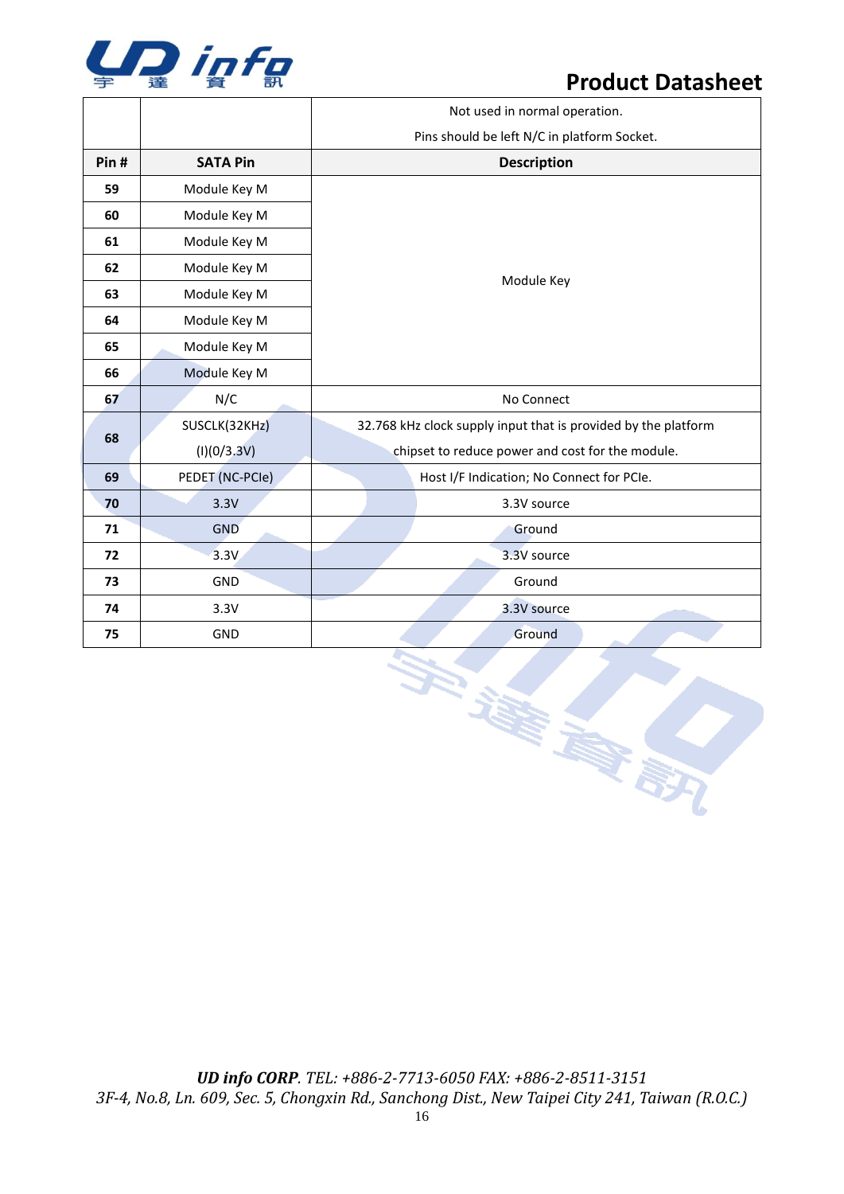| | | |
|---|---|---|
| | | Not used in normal operation.<br>Pins should be left N/C in platform Socket. |
| **Pin #** | **SATA Pin** | **Description** |
| 59 | Module Key M | Module Key |
| 60 | Module Key M | |
| 61 | Module Key M | |
| 62 | Module Key M | |
| 63 | Module Key M | |
| 64 | Module Key M | |
| 65 | Module Key M | |
| 66 | Module Key M | |
| 67 | N/C | No Connect |
| 68 | SUSCLK(32KHz)<br>(I)(0/3.3V) | 32.768 kHz clock supply input that is provided by the platform chipset to reduce power and cost for the module. |
| 69 | PEDET (NC-PCIe) | Host I/F Indication; No Connect for PCIe. |
| 70 | 3.3V | 3.3V source |
| 71 | GND | Ground |
| 72 | 3.3V | 3.3V source |
| 73 | GND | Ground |
| 74 | 3.3V | 3.3V source |
| 75 | GND | Ground |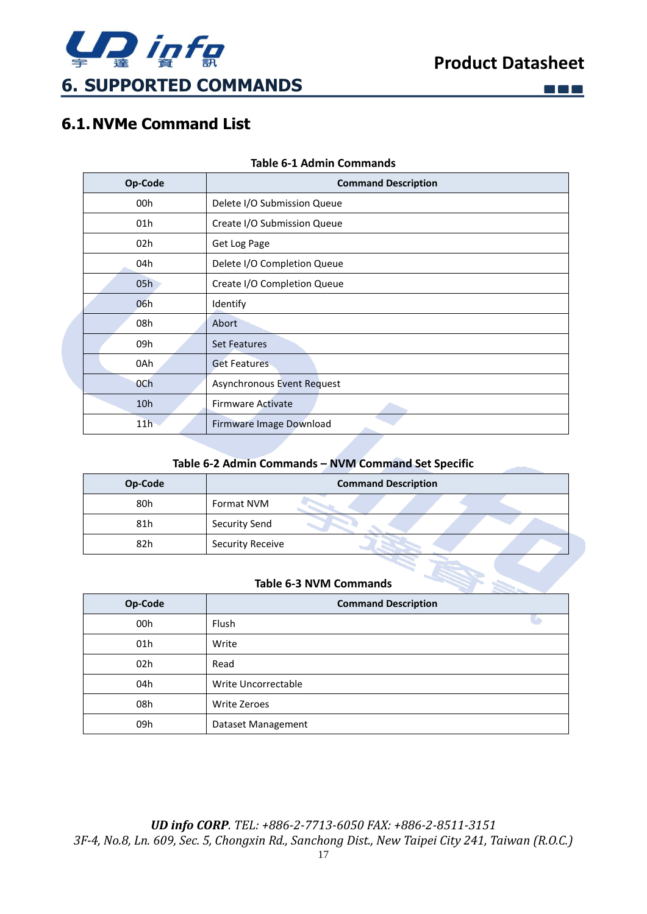# 6. SUPPORTED COMMANDS

## 6.1. NVMe Command List

**Table 6-1 Admin Commands**

| Op-Code | Command Description |
|---|---|
| 00h | Delete I/O Submission Queue |
| 01h | Create I/O Submission Queue |
| 02h | Get Log Page |
| 04h | Delete I/O Completion Queue |
| 05h | Create I/O Completion Queue |
| 06h | Identify |
| 08h | Abort |
| 09h | Set Features |
| 0Ah | Get Features |
| 0Ch | Asynchronous Event Request |
| 10h | Firmware Activate |
| 11h | Firmware Image Download |

**Table 6-2 Admin Commands – NVM Command Set Specific**

| Op-Code | Command Description |
|---|---|
| 80h | Format NVM |
| 81h | Security Send |
| 82h | Security Receive |

**Table 6-3 NVM Commands**

| Op-Code | Command Description |
|---|---|
| 00h | Flush |
| 01h | Write |
| 02h | Read |
| 04h | Write Uncorrectable |
| 08h | Write Zeroes |
| 09h | Dataset Management |

*UD info CORP. TEL: +886-2-7713-6050 FAX: +886-2-8511-3151*
*3F-4, No.8, Ln. 609, Sec. 5, Chongxin Rd., Sanchong Dist., New Taipei City 241, Taiwan (R.O.C.)*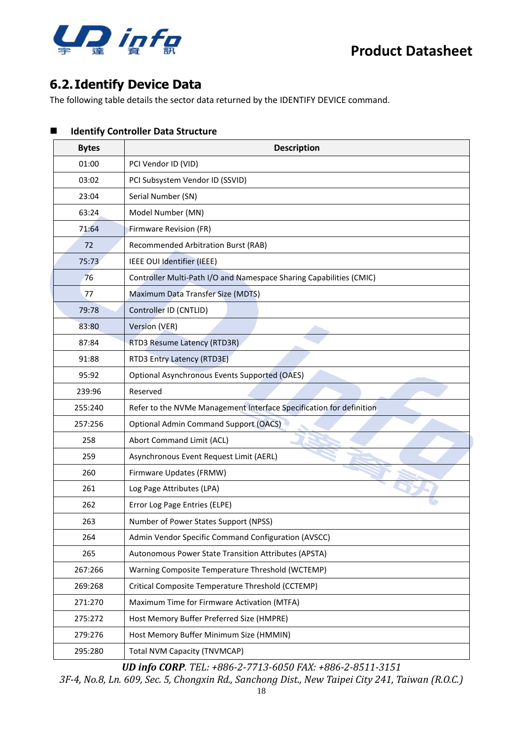## 6.2. Identify Device Data

The following table details the sector data returned by the IDENTIFY DEVICE command.

- **Identify Controller Data Structure**

| Bytes | Description |
|---|---|
| 01:00 | PCI Vendor ID (VID) |
| 03:02 | PCI Subsystem Vendor ID (SSVID) |
| 23:04 | Serial Number (SN) |
| 63:24 | Model Number (MN) |
| 71:64 | Firmware Revision (FR) |
| 72 | Recommended Arbitration Burst (RAB) |
| 75:73 | IEEE OUI Identifier (IEEE) |
| 76 | Controller Multi-Path I/O and Namespace Sharing Capabilities (CMIC) |
| 77 | Maximum Data Transfer Size (MDTS) |
| 79:78 | Controller ID (CNTLID) |
| 83:80 | Version (VER) |
| 87:84 | RTD3 Resume Latency (RTD3R) |
| 91:88 | RTD3 Entry Latency (RTD3E) |
| 95:92 | Optional Asynchronous Events Supported (OAES) |
| 239:96 | Reserved |
| 255:240 | Refer to the NVMe Management Interface Specification for definition |
| 257:256 | Optional Admin Command Support (OACS) |
| 258 | Abort Command Limit (ACL) |
| 259 | Asynchronous Event Request Limit (AERL) |
| 260 | Firmware Updates (FRMW) |
| 261 | Log Page Attributes (LPA) |
| 262 | Error Log Page Entries (ELPE) |
| 263 | Number of Power States Support (NPSS) |
| 264 | Admin Vendor Specific Command Configuration (AVSCC) |
| 265 | Autonomous Power State Transition Attributes (APSTA) |
| 267:266 | Warning Composite Temperature Threshold (WCTEMP) |
| 269:268 | Critical Composite Temperature Threshold (CCTEMP) |
| 271:270 | Maximum Time for Firmware Activation (MTFA) |
| 275:272 | Host Memory Buffer Preferred Size (HMPRE) |
| 279:276 | Host Memory Buffer Minimum Size (HMMIN) |
| 295:280 | Total NVM Capacity (TNVMCAP) |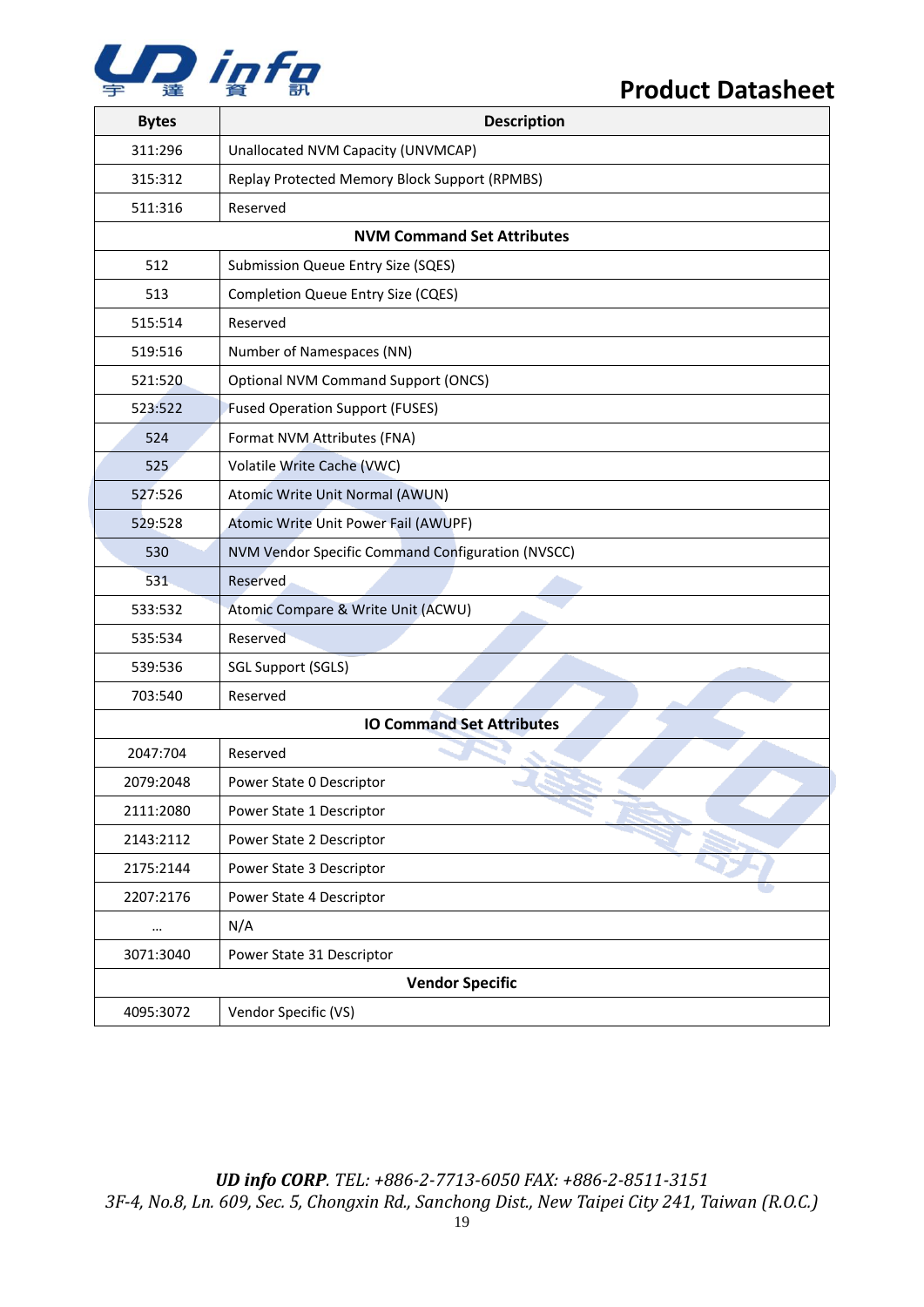| Bytes | Description |
|---|---|
| 311:296 | Unallocated NVM Capacity (UNVMCAP) |
| 315:312 | Replay Protected Memory Block Support (RPMBS) |
| 511:316 | Reserved |
| **NVM Command Set Attributes** | |
| 512 | Submission Queue Entry Size (SQES) |
| 513 | Completion Queue Entry Size (CQES) |
| 515:514 | Reserved |
| 519:516 | Number of Namespaces (NN) |
| 521:520 | Optional NVM Command Support (ONCS) |
| 523:522 | Fused Operation Support (FUSES) |
| 524 | Format NVM Attributes (FNA) |
| 525 | Volatile Write Cache (VWC) |
| 527:526 | Atomic Write Unit Normal (AWUN) |
| 529:528 | Atomic Write Unit Power Fail (AWUPF) |
| 530 | NVM Vendor Specific Command Configuration (NVSCC) |
| 531 | Reserved |
| 533:532 | Atomic Compare & Write Unit (ACWU) |
| 535:534 | Reserved |
| 539:536 | SGL Support (SGLS) |
| 703:540 | Reserved |
| **IO Command Set Attributes** | |
| 2047:704 | Reserved |
| 2079:2048 | Power State 0 Descriptor |
| 2111:2080 | Power State 1 Descriptor |
| 2143:2112 | Power State 2 Descriptor |
| 2175:2144 | Power State 3 Descriptor |
| 2207:2176 | Power State 4 Descriptor |
| … | N/A |
| 3071:3040 | Power State 31 Descriptor |
| **Vendor Specific** | |
| 4095:3072 | Vendor Specific (VS) |

***UD info CORP**. TEL: +886-2-7713-6050 FAX: +886-2-8511-3151*
*3F-4, No.8, Ln. 609, Sec. 5, Chongxin Rd., Sanchong Dist., New Taipei City 241, Taiwan (R.O.C.)*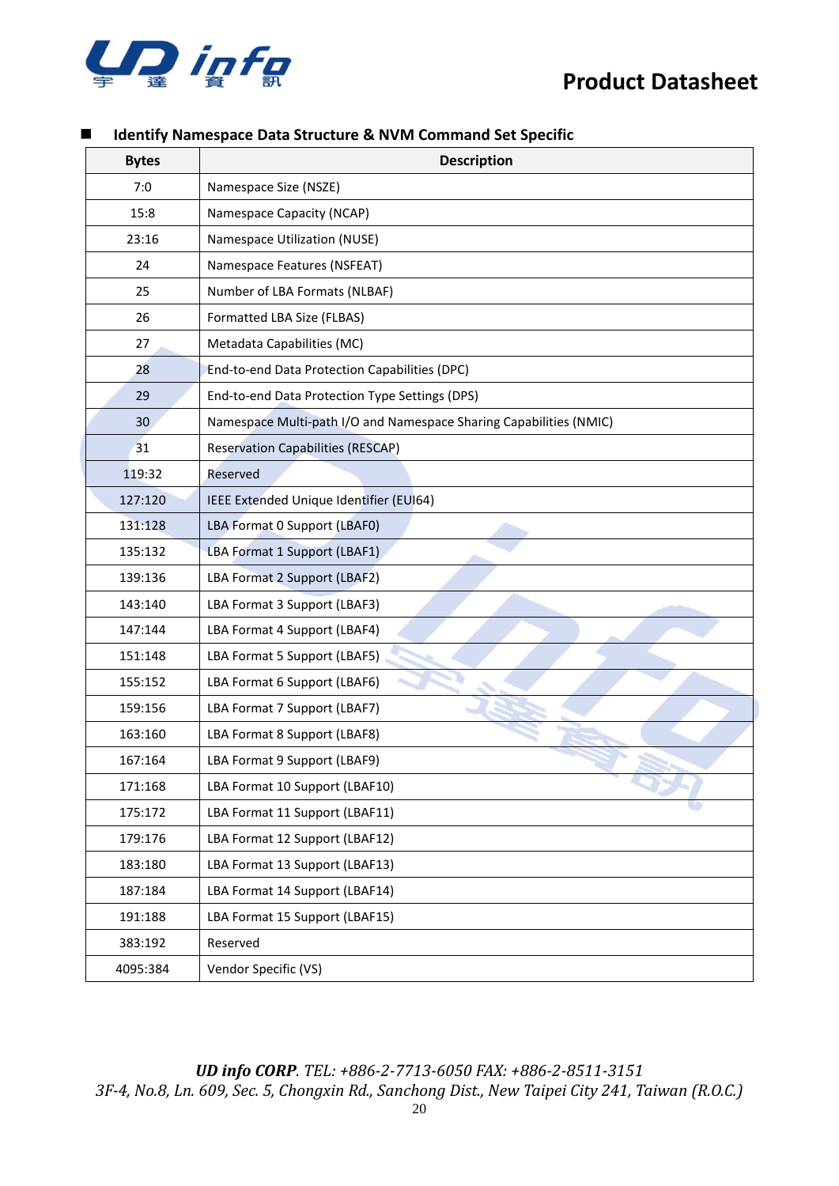## Identify Namespace Data Structure & NVM Command Set Specific

| Bytes | Description |
|---|---|
| 7:0 | Namespace Size (NSZE) |
| 15:8 | Namespace Capacity (NCAP) |
| 23:16 | Namespace Utilization (NUSE) |
| 24 | Namespace Features (NSFEAT) |
| 25 | Number of LBA Formats (NLBAF) |
| 26 | Formatted LBA Size (FLBAS) |
| 27 | Metadata Capabilities (MC) |
| 28 | End-to-end Data Protection Capabilities (DPC) |
| 29 | End-to-end Data Protection Type Settings (DPS) |
| 30 | Namespace Multi-path I/O and Namespace Sharing Capabilities (NMIC) |
| 31 | Reservation Capabilities (RESCAP) |
| 119:32 | Reserved |
| 127:120 | IEEE Extended Unique Identifier (EUI64) |
| 131:128 | LBA Format 0 Support (LBAF0) |
| 135:132 | LBA Format 1 Support (LBAF1) |
| 139:136 | LBA Format 2 Support (LBAF2) |
| 143:140 | LBA Format 3 Support (LBAF3) |
| 147:144 | LBA Format 4 Support (LBAF4) |
| 151:148 | LBA Format 5 Support (LBAF5) |
| 155:152 | LBA Format 6 Support (LBAF6) |
| 159:156 | LBA Format 7 Support (LBAF7) |
| 163:160 | LBA Format 8 Support (LBAF8) |
| 167:164 | LBA Format 9 Support (LBAF9) |
| 171:168 | LBA Format 10 Support (LBAF10) |
| 175:172 | LBA Format 11 Support (LBAF11) |
| 179:176 | LBA Format 12 Support (LBAF12) |
| 183:180 | LBA Format 13 Support (LBAF13) |
| 187:184 | LBA Format 14 Support (LBAF14) |
| 191:188 | LBA Format 15 Support (LBAF15) |
| 383:192 | Reserved |
| 4095:384 | Vendor Specific (VS) |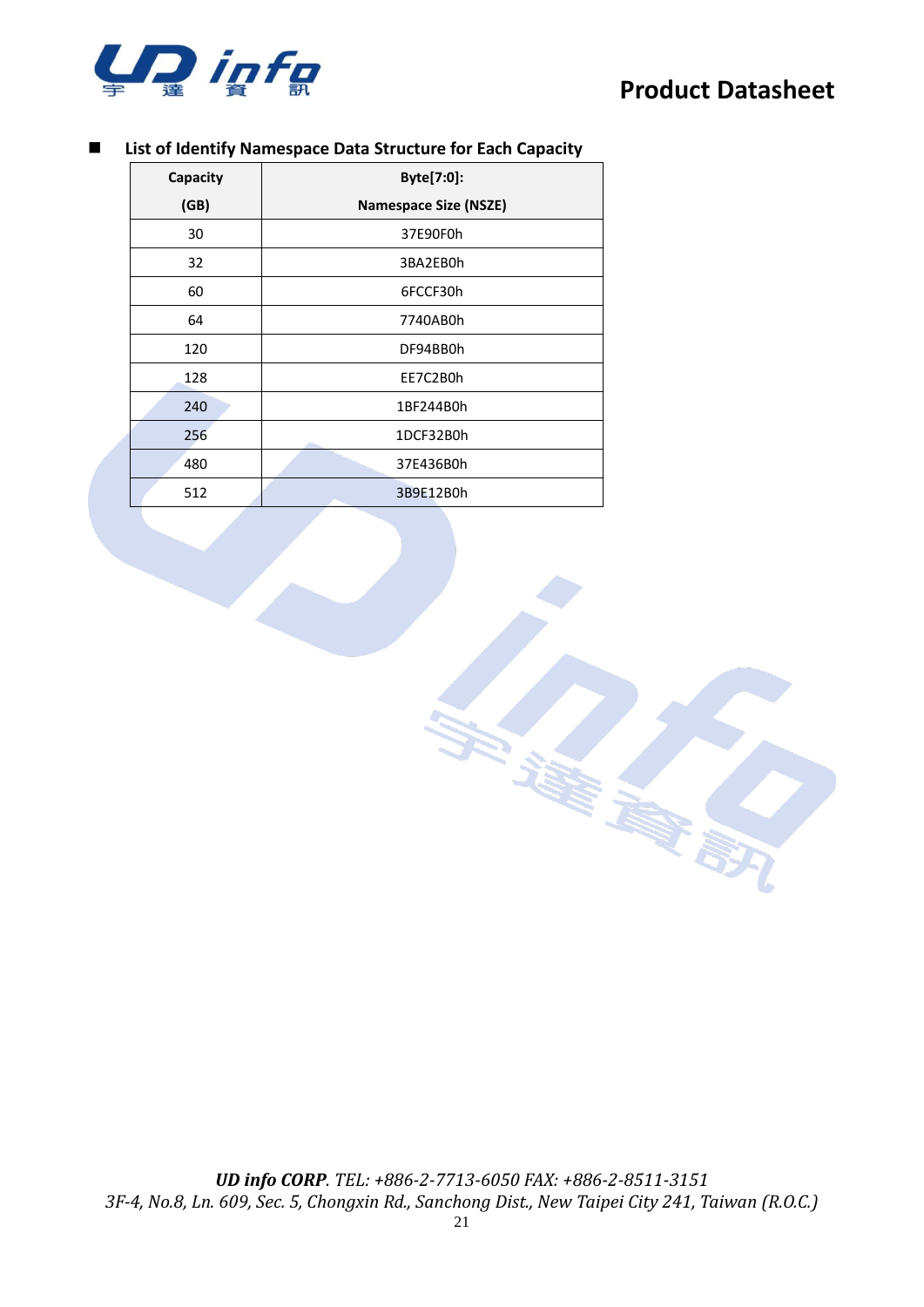■ **List of Identify Namespace Data Structure for Each Capacity**

| Capacity (GB) | Byte[7:0]: Namespace Size (NSZE) |
|---|---|
| 30 | 37E90F0h |
| 32 | 3BA2EB0h |
| 60 | 6FCCF30h |
| 64 | 7740AB0h |
| 120 | DF94BB0h |
| 128 | EE7C2B0h |
| 240 | 1BF244B0h |
| 256 | 1DCF32B0h |
| 480 | 37E436B0h |
| 512 | 3B9E12B0h |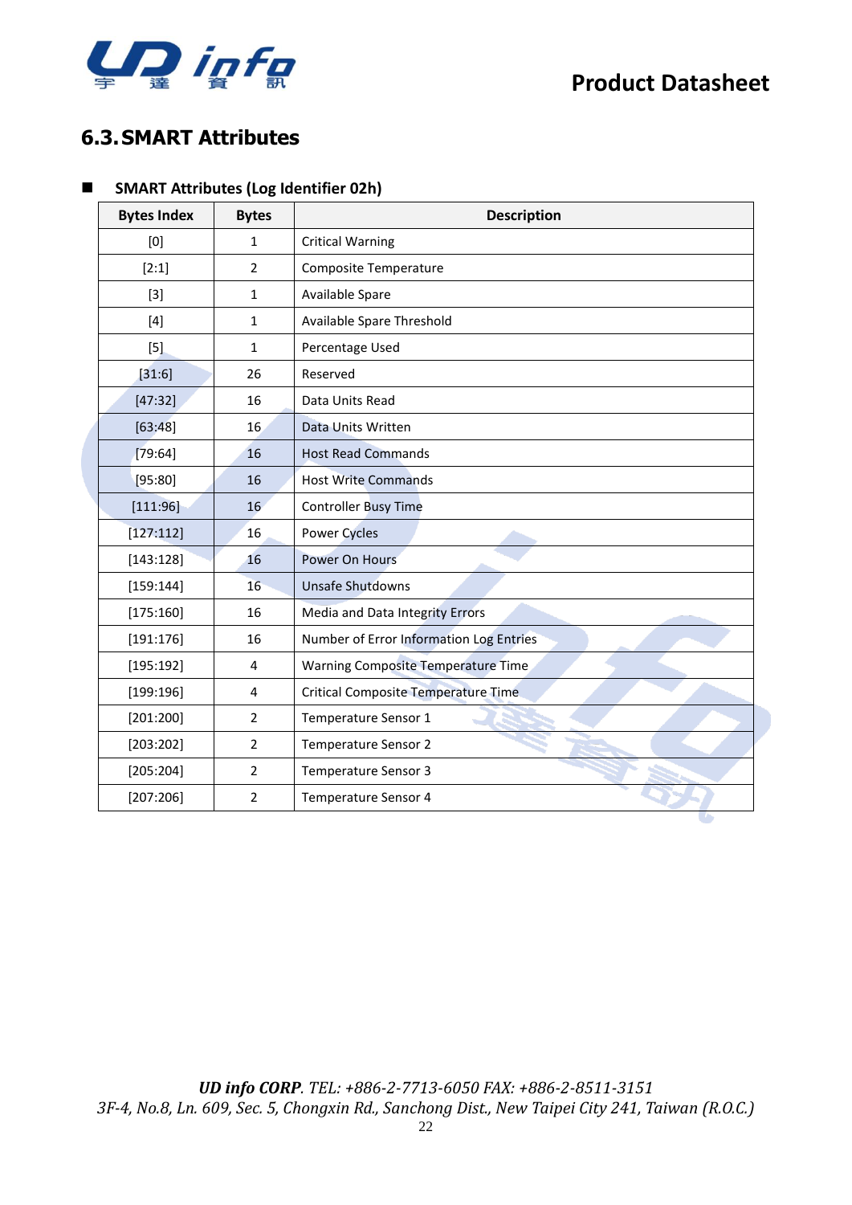## 6.3. SMART Attributes

- **SMART Attributes (Log Identifier 02h)**

| Bytes Index | Bytes | Description |
|---|---|---|
| [0] | 1 | Critical Warning |
| [2:1] | 2 | Composite Temperature |
| [3] | 1 | Available Spare |
| [4] | 1 | Available Spare Threshold |
| [5] | 1 | Percentage Used |
| [31:6] | 26 | Reserved |
| [47:32] | 16 | Data Units Read |
| [63:48] | 16 | Data Units Written |
| [79:64] | 16 | Host Read Commands |
| [95:80] | 16 | Host Write Commands |
| [111:96] | 16 | Controller Busy Time |
| [127:112] | 16 | Power Cycles |
| [143:128] | 16 | Power On Hours |
| [159:144] | 16 | Unsafe Shutdowns |
| [175:160] | 16 | Media and Data Integrity Errors |
| [191:176] | 16 | Number of Error Information Log Entries |
| [195:192] | 4 | Warning Composite Temperature Time |
| [199:196] | 4 | Critical Composite Temperature Time |
| [201:200] | 2 | Temperature Sensor 1 |
| [203:202] | 2 | Temperature Sensor 2 |
| [205:204] | 2 | Temperature Sensor 3 |
| [207:206] | 2 | Temperature Sensor 4 |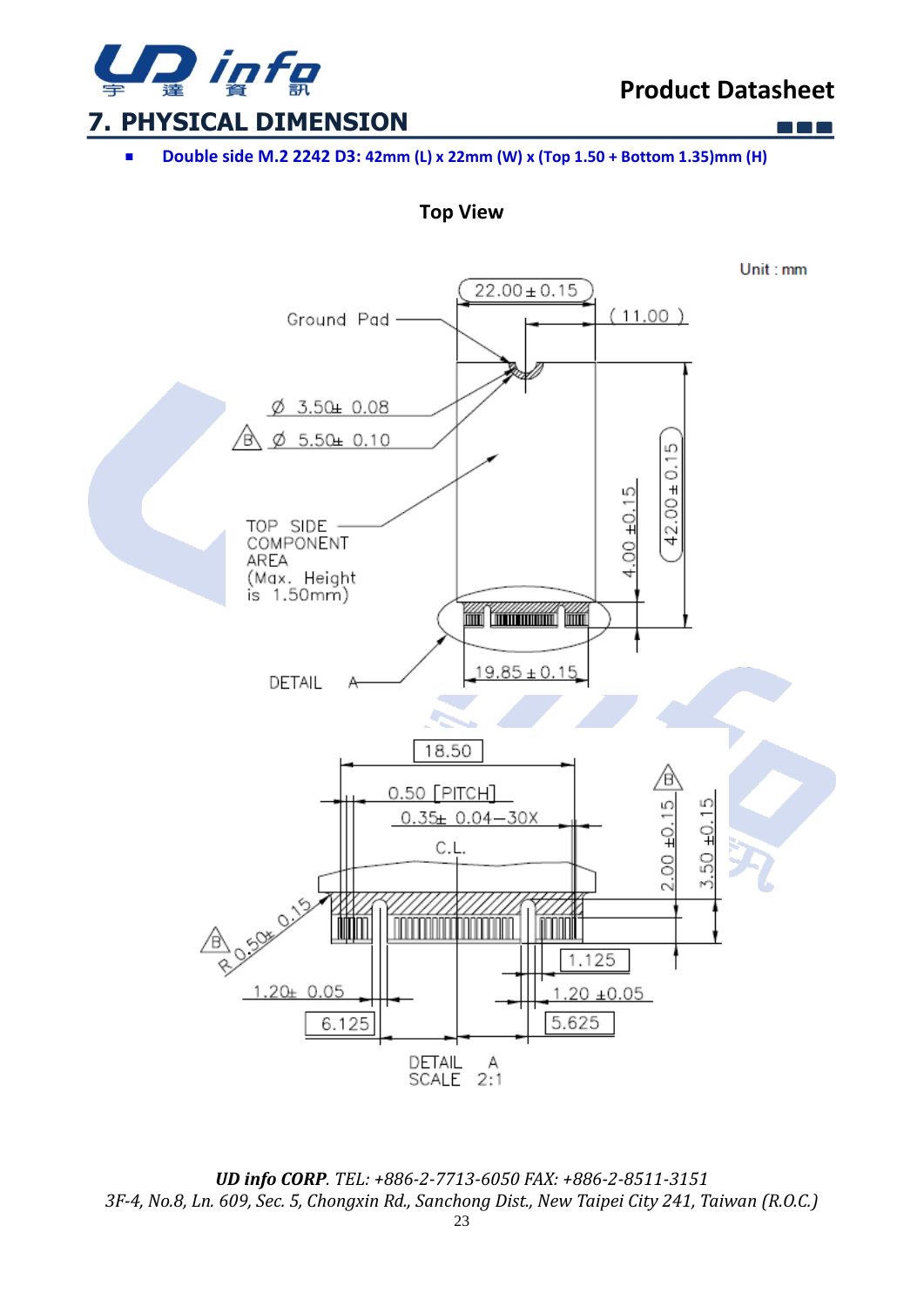## 7. PHYSICAL DIMENSION

- **Double side M.2 2242 D3: 42mm (L) x 22mm (W) x (Top 1.50 + Bottom 1.35)mm (H)**

**Top View**

Unit : mm

22.00 ± 0.15
( 11.00 )
Ground Pad
Ø 3.50± 0.08
B Ø 5.50± 0.10
TOP SIDE COMPONENT AREA (Max. Height is 1.50mm)
4.00 ±0.15
42.00 ± 0.15
DETAIL A
19.85 ± 0.15

18.50
0.50 [PITCH]
0.35± 0.04–30X
C.L.
B
2.00 ±0.15
3.50 ±0.15
B R 0.50± 0.15
1.20± 0.05
6.125
1.125
1.20 ±0.05
5.625
DETAIL A
SCALE 2:1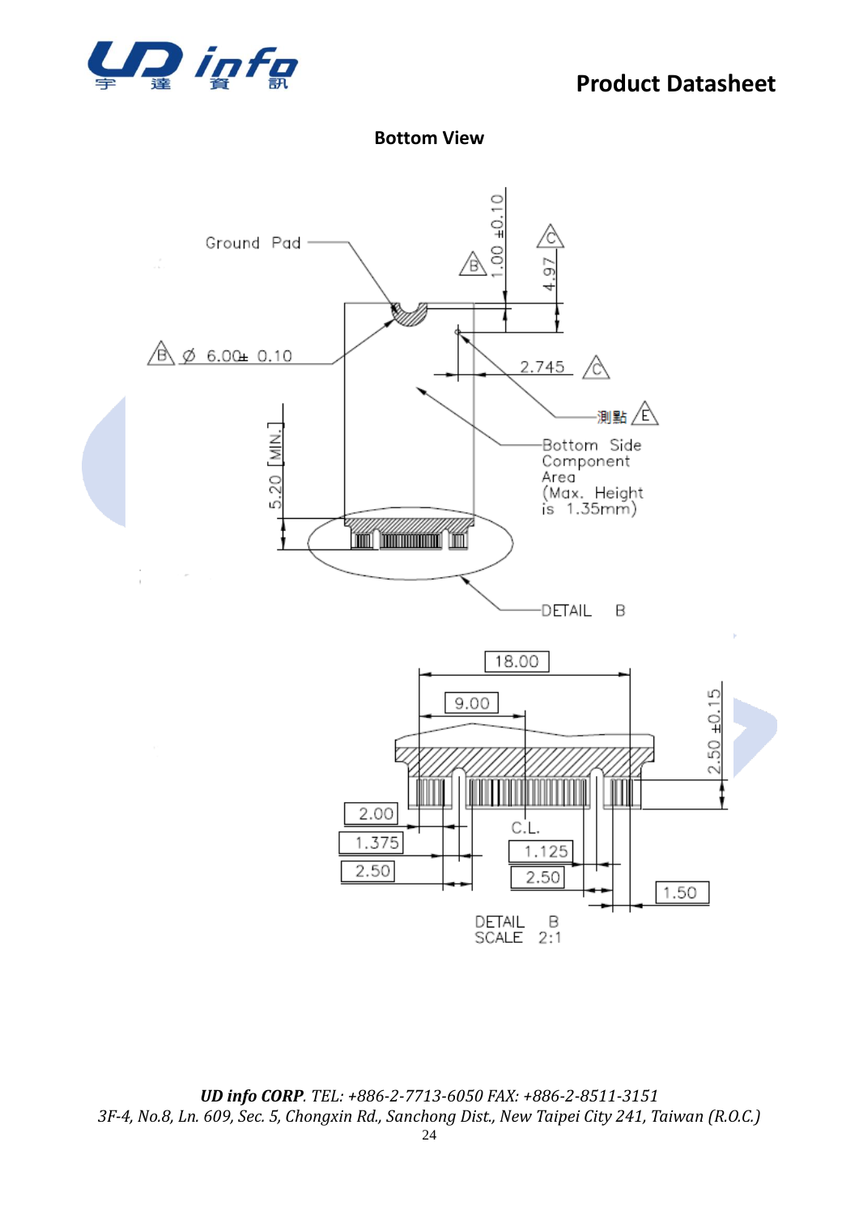**Bottom View**

Ground Pad

B Ø 6.00± 0.10

B 1.00 ±0.10

C 4.97

2.745 C

測點 E

Bottom Side Component Area (Max. Height is 1.35mm)

5.20 [MIN.]

DETAIL B

18.00

9.00

2.50 ±0.15

2.00

1.375

2.50

C.L.

1.125

2.50

1.50

DETAIL B
SCALE 2:1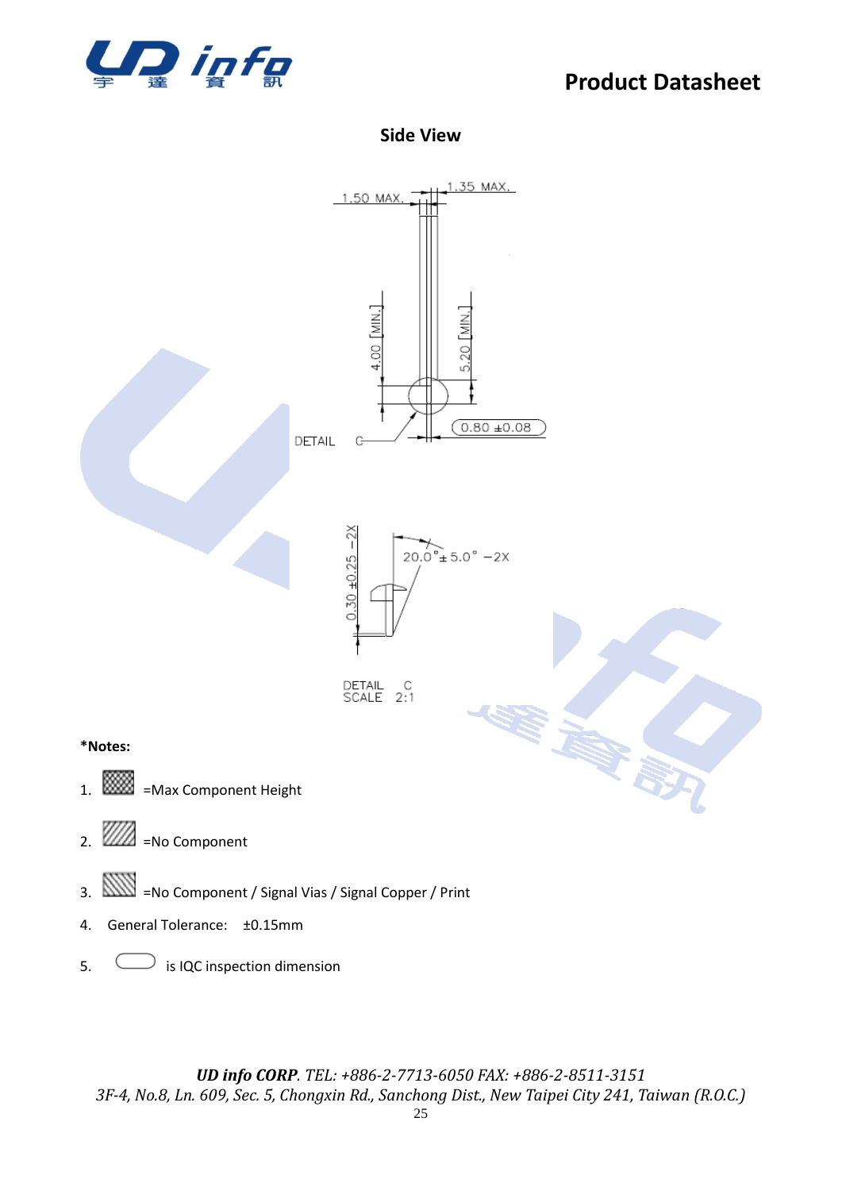## Side View

1.50 MAX.

1.35 MAX.

4.00 [MIN.]

5.20 [MIN.]

DETAIL C

0.80 ±0.08

0.30 ±0.25 −2X

20.0°± 5.0° −2X

DETAIL C
SCALE 2:1

**\*Notes:**

1. =Max Component Height
2. =No Component
3. =No Component / Signal Vias / Signal Copper / Print
4. General Tolerance: ±0.15mm
5. is IQC inspection dimension

***UD info CORP****. TEL: +886-2-7713-6050 FAX: +886-2-8511-3151*
*3F-4, No.8, Ln. 609, Sec. 5, Chongxin Rd., Sanchong Dist., New Taipei City 241, Taiwan (R.O.C.)*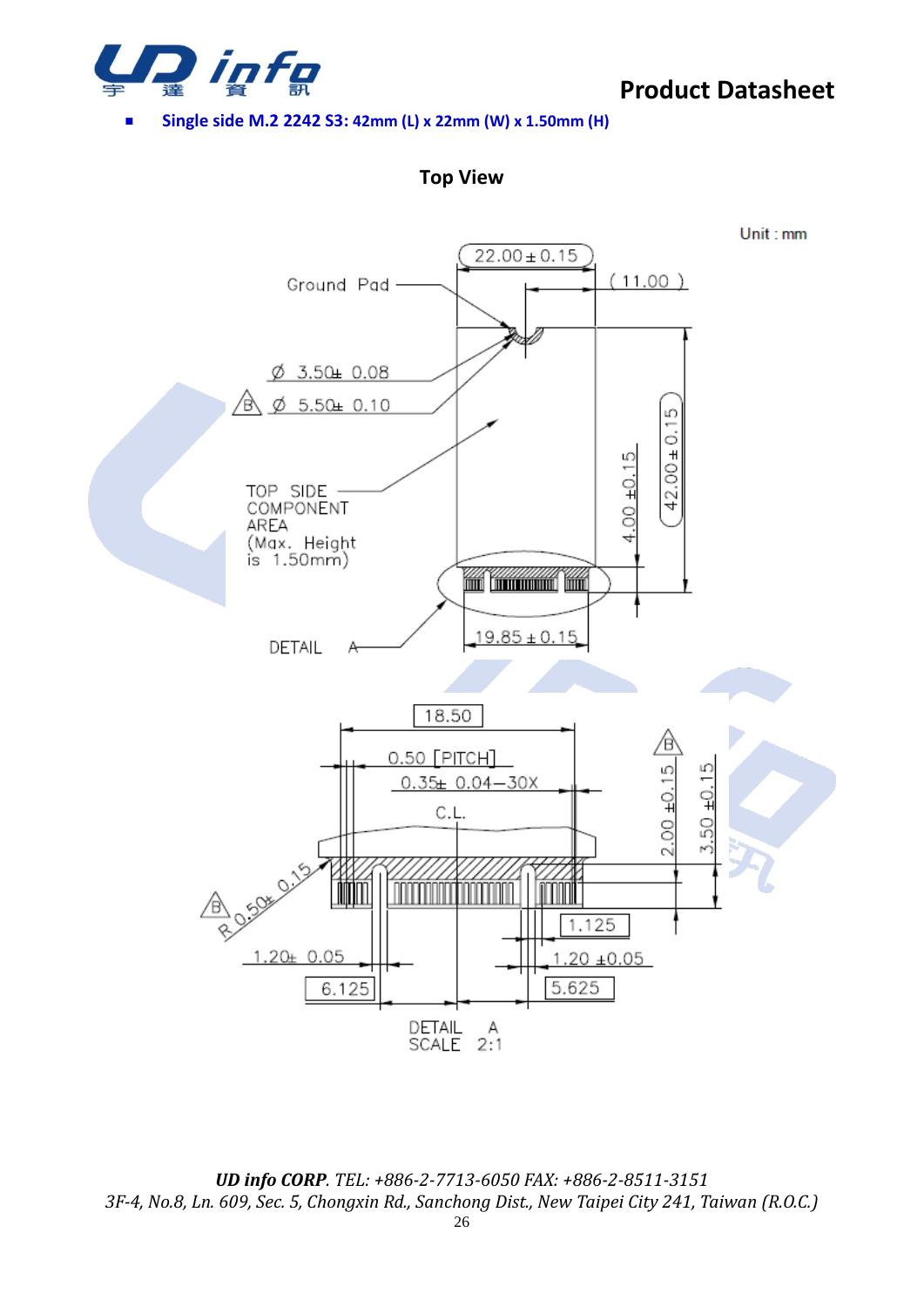- **Single side M.2 2242 S3: 42mm (L) x 22mm (W) x 1.50mm (H)**

### Top View

Unit : mm

22.00±0.15

(11.00)

Ground Pad

Ø 3.50± 0.08

B Ø 5.50± 0.10

TOP SIDE
COMPONENT
AREA
(Max. Height
is 1.50mm)

4.00 ±0.15

42.00±0.15

19.85±0.15

DETAIL A

18.50

0.50 [PITCH]

0.35± 0.04–30X

C.L.

B

2.00 ±0.15

3.50 ±0.15

B R 0.50± 0.15

1.125

1.20± 0.05

1.20 ±0.05

6.125

5.625

DETAIL A
SCALE 2:1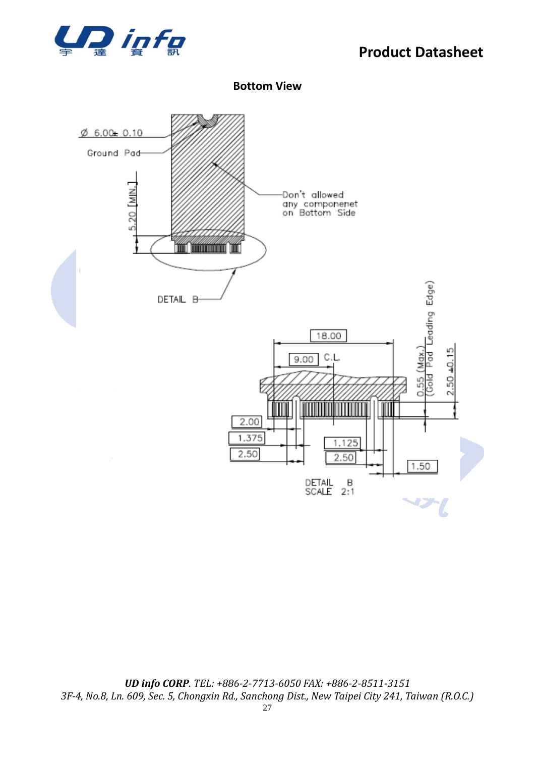## Bottom View

Ø 6.00± 0.10

Ground Pad

5.20 [MIN.]

Don't allowed any componenet on Bottom Side

DETAIL B

18.00

9.00 C.L.

0.55 (Max.) (Gold Pad Leading Edge)

2.50 ±0.15

2.00

1.375

2.50

1.125

2.50

1.50

DETAIL B
SCALE 2:1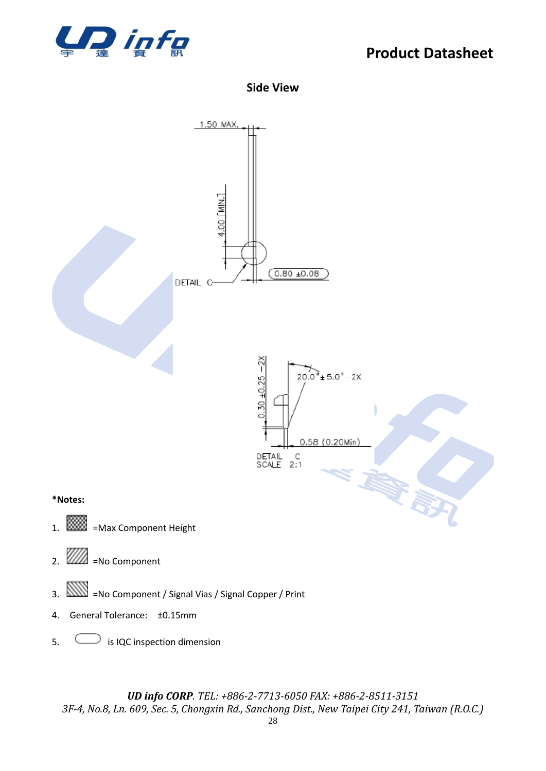## Side View

1.50 MAX.

4.00 [MIN.]

DETAIL C

0.80 ±0.08

0.30 ±0.25 −2X

20.0° ± 5.0° −2X

0.58 (0.20Min)

DETAIL C
SCALE 2:1

**\*Notes:**

1. =Max Component Height
2. =No Component
3. =No Component / Signal Vias / Signal Copper / Print
4. General Tolerance: ±0.15mm
5. is IQC inspection dimension

***UD info CORP***. *TEL: +886-2-7713-6050 FAX: +886-2-8511-3151*
*3F-4, No.8, Ln. 609, Sec. 5, Chongxin Rd., Sanchong Dist., New Taipei City 241, Taiwan (R.O.C.)*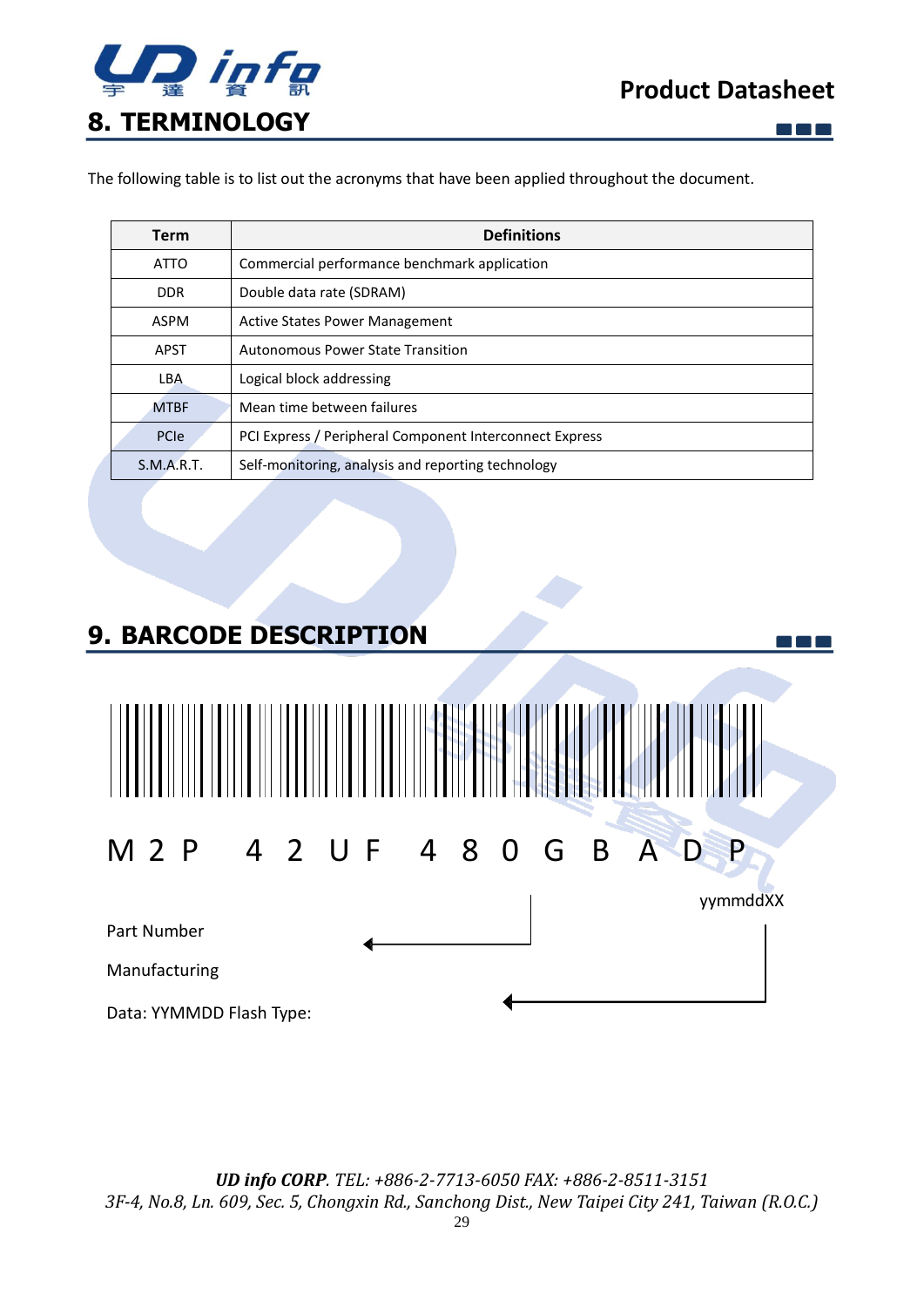## 8. TERMINOLOGY

The following table is to list out the acronyms that have been applied throughout the document.

| Term | Definitions |
|---|---|
| ATTO | Commercial performance benchmark application |
| DDR | Double data rate (SDRAM) |
| ASPM | Active States Power Management |
| APST | Autonomous Power State Transition |
| LBA | Logical block addressing |
| MTBF | Mean time between failures |
| PCIe | PCI Express / Peripheral Component Interconnect Express |
| S.M.A.R.T. | Self-monitoring, analysis and reporting technology |

## 9. BARCODE DESCRIPTION

M 2 P  4 2 U F  4 8 0 G B  A D P

yymmddXX

Part Number

Manufacturing

Data: YYMMDD Flash Type:

*UD info CORP*. TEL: +886-2-7713-6050 FAX: +886-2-8511-3151
3F-4, No.8, Ln. 609, Sec. 5, Chongxin Rd., Sanchong Dist., New Taipei City 241, Taiwan (R.O.C.)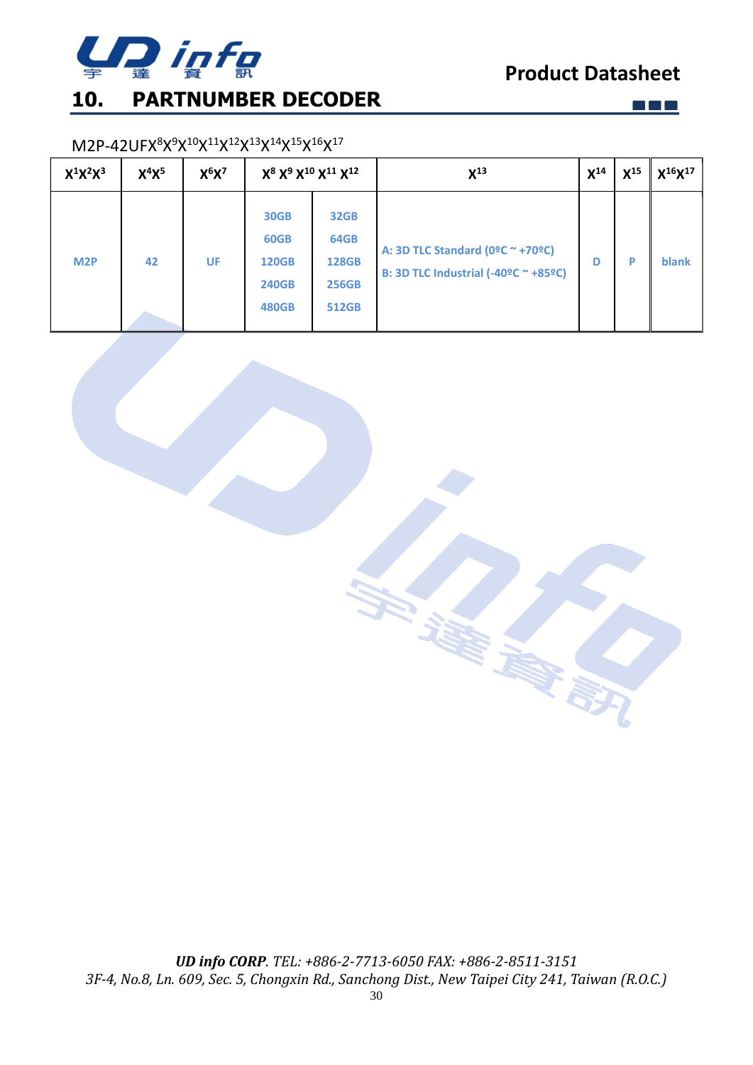## 10. PARTNUMBER DECODER

M2P-42UF$X^8X^9X^{10}X^{11}X^{12}X^{13}X^{14}X^{15}X^{16}X^{17}$

| $X^1X^2X^3$ | $X^4X^5$ | $X^6X^7$ | $X^8$ $X^9$ $X^{10}$ $X^{11}$ $X^{12}$ | | $X^{13}$ | $X^{14}$ | $X^{15}$ | $X^{16}X^{17}$ |
|---|---|---|---|---|---|---|---|---|
| M2P | 42 | UF | 30GB<br>60GB<br>120GB<br>240GB<br>480GB | 32GB<br>64GB<br>128GB<br>256GB<br>512GB | A: 3D TLC Standard (0ºC ~ +70ºC)<br>B: 3D TLC Industrial (-40ºC ~ +85ºC) | D | P | blank |

*UD info CORP*. *TEL: +886-2-7713-6050 FAX: +886-2-8511-3151*
*3F-4, No.8, Ln. 609, Sec. 5, Chongxin Rd., Sanchong Dist., New Taipei City 241, Taiwan (R.O.C.)*